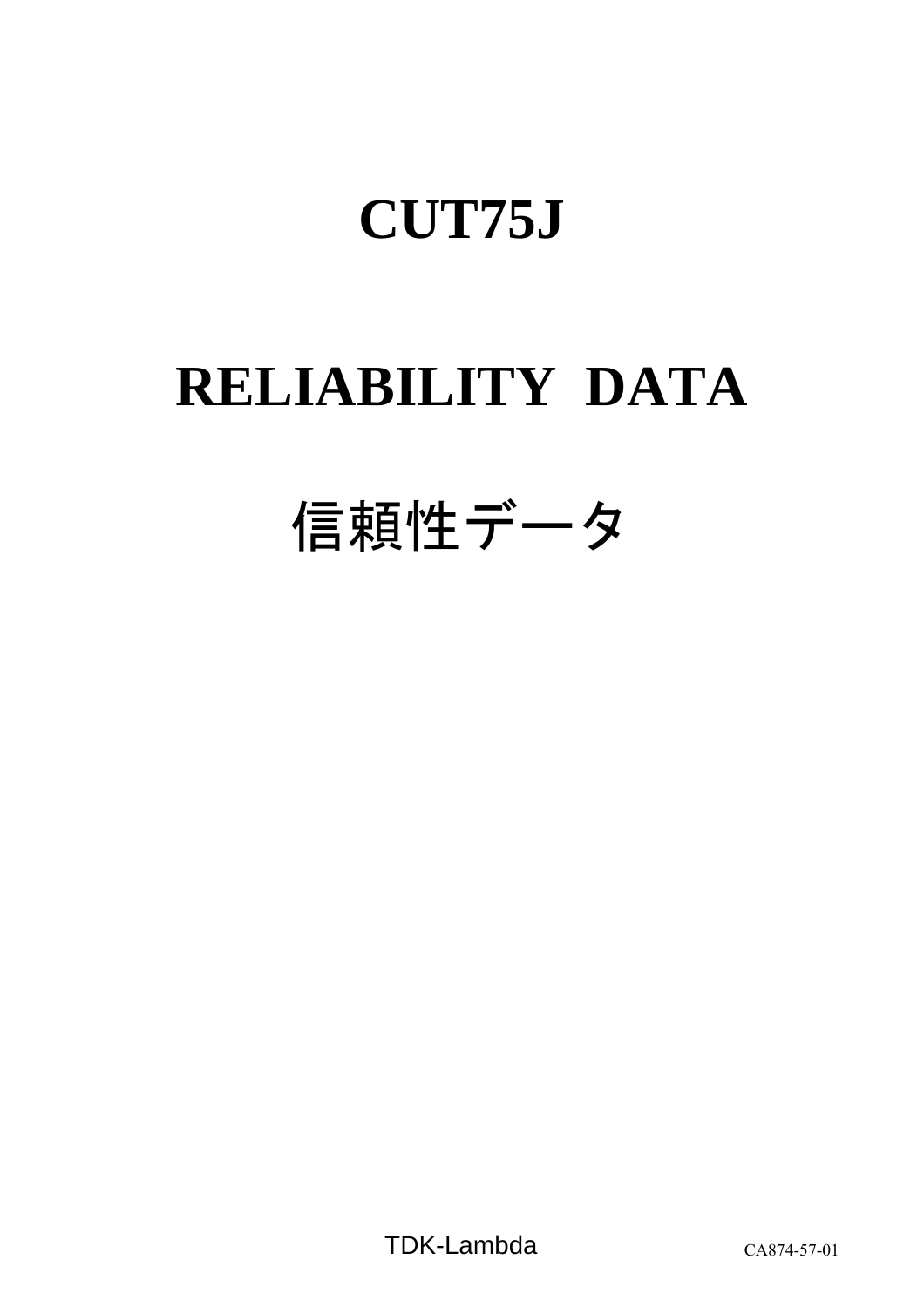# CUT75J

# RELIABILITY DATA

# 信頼性データ

TDK-Lambda

CA874-57-01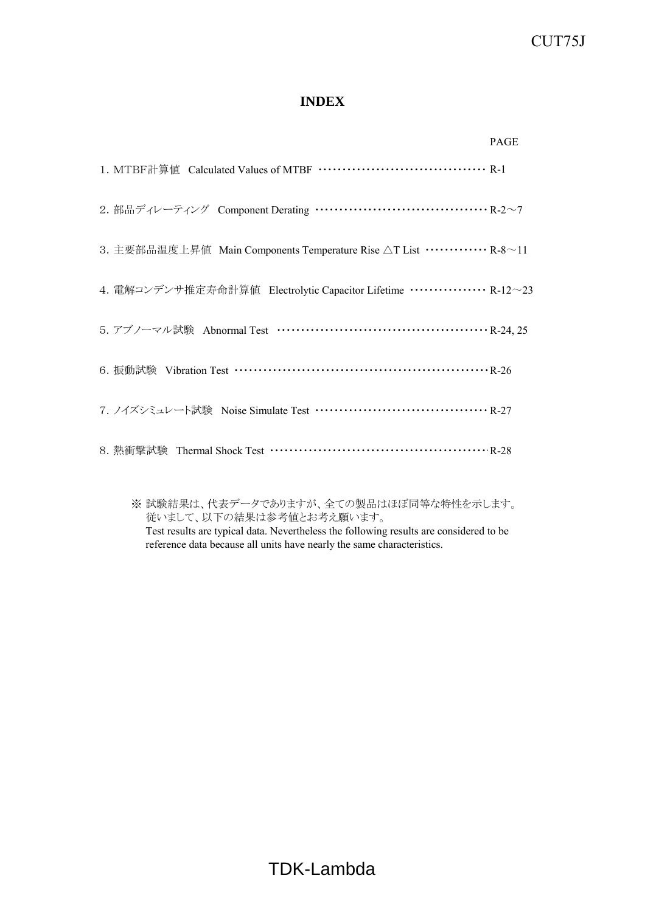# INDEX

| | PAGE |
|---|---|
| 1. MTBF計算値　Calculated Values of MTBF | R-1 |
| 2. 部品ディレーティング　Component Derating | R-2～7 |
| 3. 主要部品温度上昇値　Main Components Temperature Rise △T List | R-8～11 |
| 4. 電解コンデンサ推定寿命計算値　Electrolytic Capacitor Lifetime | R-12～23 |
| 5. アブノーマル試験　Abnormal Test | R-24, 25 |
| 6. 振動試験　Vibration Test | R-26 |
| 7. ノイズシミュレート試験　Noise Simulate Test | R-27 |
| 8. 熱衝撃試験　Thermal Shock Test | R-28 |

※ 試験結果は、代表データでありますが、全ての製品はほぼ同等な特性を示します。
従いまして、以下の結果は参考値とお考え願います。
Test results are typical data. Nevertheless the following results are considered to be reference data because all units have nearly the same characteristics.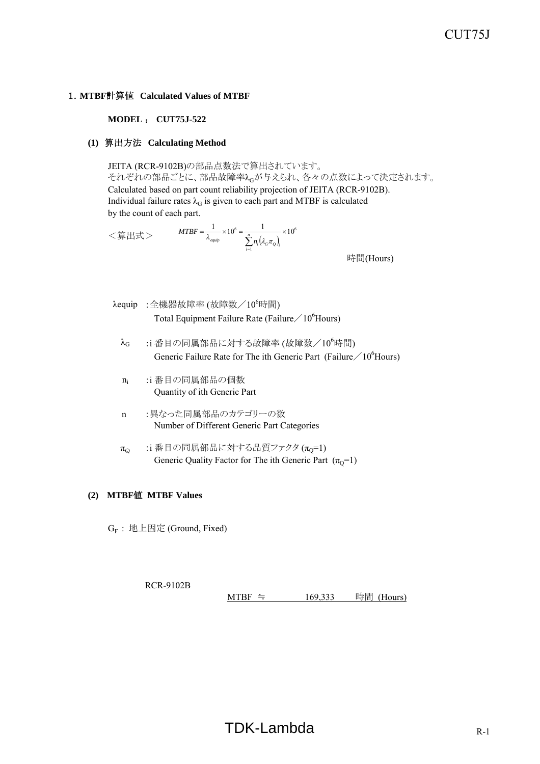## 1. MTBF計算値 Calculated Values of MTBF

**MODEL ： CUT75J-522**

### (1) 算出方法 Calculating Method

JEITA (RCR-9102B)の部品点数法で算出されています。
それぞれの部品ごとに、部品故障率$\lambda_G$が与えられ、各々の点数によって決定されます。
Calculated based on part count reliability projection of JEITA (RCR-9102B).
Individual failure rates $\lambda_G$ is given to each part and MTBF is calculated by the count of each part.

＜算出式＞

$$MTBF = \frac{1}{\lambda_{equip}} \times 10^6 = \frac{1}{\sum_{i=1}^{n} n_i \left(\lambda_G \pi_Q\right)_i} \times 10^6$$

時間(Hours)

- $\lambda_{equip}$ : 全機器故障率 (故障数／$10^6$時間)
  Total Equipment Failure Rate (Failure／$10^6$Hours)
- $\lambda_G$ : i 番目の同属部品に対する故障率 (故障数／$10^6$時間)
  Generic Failure Rate for The ith Generic Part (Failure／$10^6$Hours)
- $n_i$ : i 番目の同属部品の個数
  Quantity of ith Generic Part
- $n$ : 異なった同属部品のカテゴリーの数
  Number of Different Generic Part Categories
- $\pi_Q$ : i 番目の同属部品に対する品質ファクタ ($\pi_Q$=1)
  Generic Quality Factor for The ith Generic Part ($\pi_Q$=1)

### (2) MTBF値 MTBF Values

$G_F$ : 地上固定 (Ground, Fixed)

RCR-9102B

MTBF ≒ 169,333 時間 (Hours)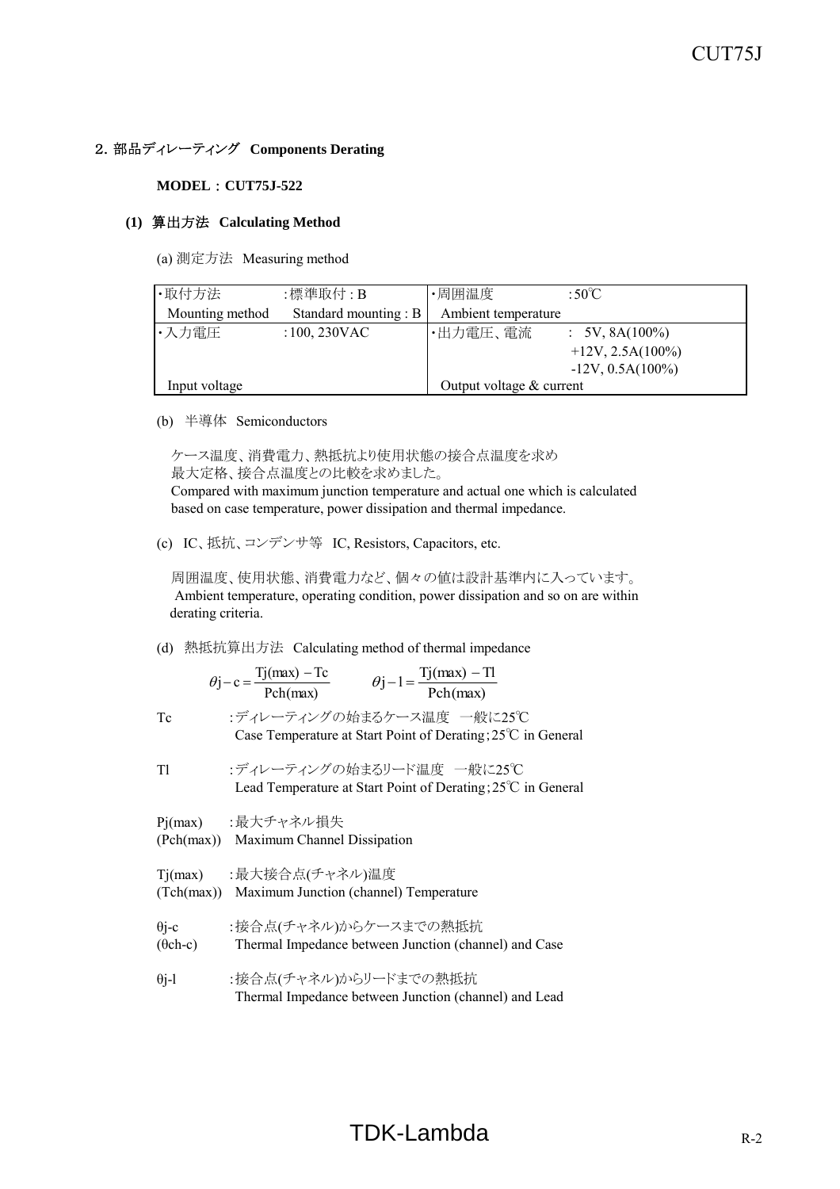## 2. 部品ディレーティング　Components Derating

**MODEL：CUT75J-522**

### (1) 算出方法　Calculating Method

(a) 測定方法　Measuring method

| ・取付方法 | :標準取付 : B | ・周囲温度 | :50℃ |
|---|---|---|---|
| Mounting method | Standard mounting : B | Ambient temperature | |
| ・入力電圧 | :100, 230VAC | ・出力電圧、電流 | : 5V, 8A(100%)<br>+12V, 2.5A(100%)<br>-12V, 0.5A(100%) |
| Input voltage | | Output voltage & current | |

(b) 半導体　Semiconductors

ケース温度、消費電力、熱抵抗より使用状態の接合点温度を求め
最大定格、接合点温度との比較を求めました。
Compared with maximum junction temperature and actual one which is calculated based on case temperature, power dissipation and thermal impedance.

(c) IC、抵抗、コンデンサ等　IC, Resistors, Capacitors, etc.

周囲温度、使用状態、消費電力など、個々の値は設計基準内に入っています。
Ambient temperature, operating condition, power dissipation and so on are within derating criteria.

(d) 熱抵抗算出方法　Calculating method of thermal impedance

$$\theta j-c=\frac{Tj(max)-Tc}{Pch(max)} \qquad \theta j-l=\frac{Tj(max)-Tl}{Pch(max)}$$

Tc　:ディレーティングの始まるケース温度　一般に25℃
Case Temperature at Start Point of Derating;25℃ in General

Tl　:ディレーティングの始まるリード温度　一般に25℃
Lead Temperature at Start Point of Derating;25℃ in General

Pj(max) (Pch(max))　:最大チャネル損失
Maximum Channel Dissipation

Tj(max) (Tch(max))　:最大接合点(チャネル)温度
Maximum Junction (channel) Temperature

θj-c (θch-c)　:接合点(チャネル)からケースまでの熱抵抗
Thermal Impedance between Junction (channel) and Case

θj-l　:接合点(チャネル)からリードまでの熱抵抗
Thermal Impedance between Junction (channel) and Lead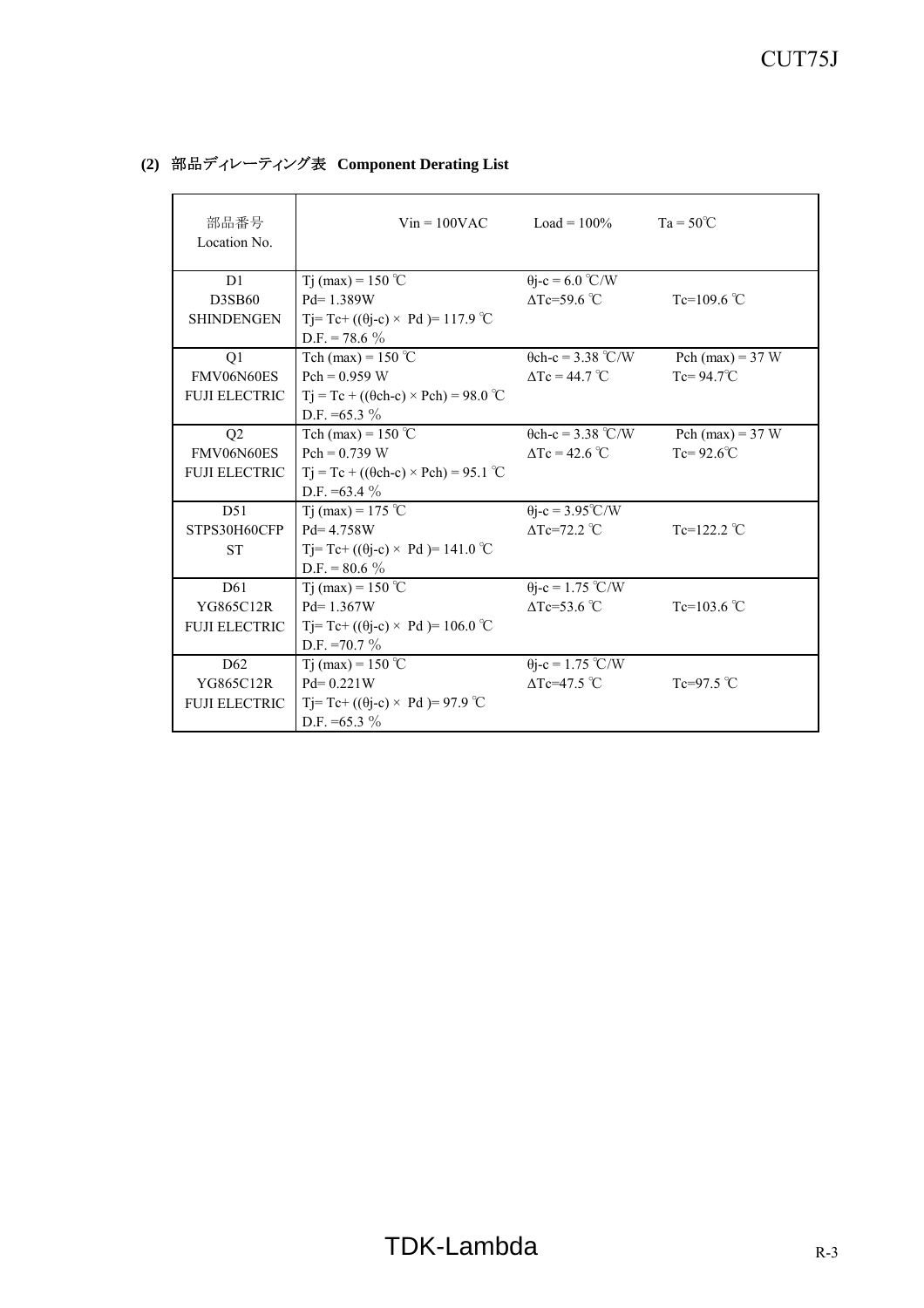### (2) 部品ディレーティング表 Component Derating List

| 部品番号<br>Location No. | Vin = 100VAC | Load = 100% | Ta = 50℃ |
|---|---|---|---|
| D1<br>D3SB60<br>SHINDENGEN | Tj (max) = 150 ℃<br>Pd= 1.389W<br>Tj= Tc+ ((θj-c) × Pd )= 117.9 ℃<br>D.F. = 78.6 % | θj-c = 6.0 ℃/W<br>ΔTc=59.6 ℃ | <br>Tc=109.6 ℃ |
| Q1<br>FMV06N60ES<br>FUJI ELECTRIC | Tch (max) = 150 ℃<br>Pch = 0.959 W<br>Tj = Tc + ((θch-c) × Pch) = 98.0 ℃<br>D.F. =65.3 % | θch-c = 3.38 ℃/W<br>ΔTc = 44.7 ℃ | Pch (max) = 37 W<br>Tc= 94.7℃ |
| Q2<br>FMV06N60ES<br>FUJI ELECTRIC | Tch (max) = 150 ℃<br>Pch = 0.739 W<br>Tj = Tc + ((θch-c) × Pch) = 95.1 ℃<br>D.F. =63.4 % | θch-c = 3.38 ℃/W<br>ΔTc = 42.6 ℃ | Pch (max) = 37 W<br>Tc= 92.6℃ |
| D51<br>STPS30H60CFP<br>ST | Tj (max) = 175 ℃<br>Pd= 4.758W<br>Tj= Tc+ ((θj-c) × Pd )= 141.0 ℃<br>D.F. = 80.6 % | θj-c = 3.95℃/W<br>ΔTc=72.2 ℃ | <br>Tc=122.2 ℃ |
| D61<br>YG865C12R<br>FUJI ELECTRIC | Tj (max) = 150 ℃<br>Pd= 1.367W<br>Tj= Tc+ ((θj-c) × Pd )= 106.0 ℃<br>D.F. =70.7 % | θj-c = 1.75 ℃/W<br>ΔTc=53.6 ℃ | <br>Tc=103.6 ℃ |
| D62<br>YG865C12R<br>FUJI ELECTRIC | Tj (max) = 150 ℃<br>Pd= 0.221W<br>Tj= Tc+ ((θj-c) × Pd )= 97.9 ℃<br>D.F. =65.3 % | θj-c = 1.75 ℃/W<br>ΔTc=47.5 ℃ | <br>Tc=97.5 ℃ |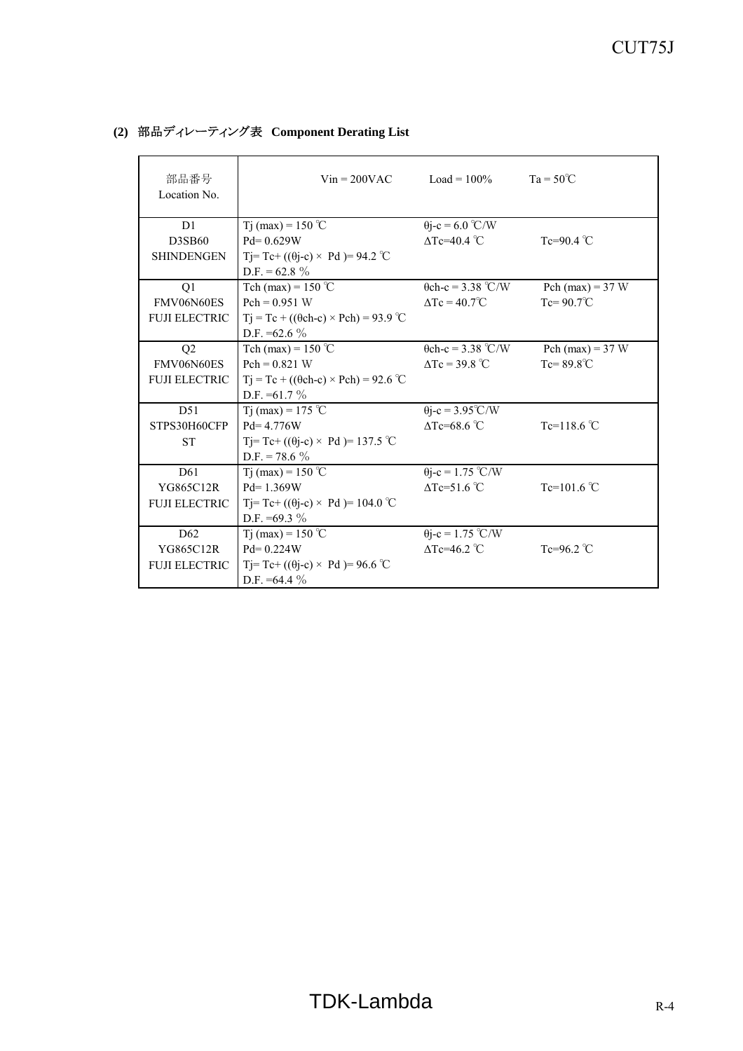**(2) 部品ディレーティング表 Component Derating List**

| 部品番号<br>Location No. | Vin = 200VAC | Load = 100% | Ta = 50℃ |
|---|---|---|---|
| D1<br>D3SB60<br>SHINDENGEN | Tj (max) = 150 ℃<br>Pd= 0.629W<br>Tj= Tc+ ((θj-c) × Pd )= 94.2 ℃<br>D.F. = 62.8 % | θj-c = 6.0 ℃/W<br>ΔTc=40.4 ℃ | <br>Tc=90.4 ℃ |
| Q1<br>FMV06N60ES<br>FUJI ELECTRIC | Tch (max) = 150 ℃<br>Pch = 0.951 W<br>Tj = Tc + ((θch-c) × Pch) = 93.9 ℃<br>D.F. =62.6 % | θch-c = 3.38 ℃/W<br>ΔTc = 40.7℃ | Pch (max) = 37 W<br>Tc= 90.7℃ |
| Q2<br>FMV06N60ES<br>FUJI ELECTRIC | Tch (max) = 150 ℃<br>Pch = 0.821 W<br>Tj = Tc + ((θch-c) × Pch) = 92.6 ℃<br>D.F. =61.7 % | θch-c = 3.38 ℃/W<br>ΔTc = 39.8 ℃ | Pch (max) = 37 W<br>Tc= 89.8℃ |
| D51<br>STPS30H60CFP<br>ST | Tj (max) = 175 ℃<br>Pd= 4.776W<br>Tj= Tc+ ((θj-c) × Pd )= 137.5 ℃<br>D.F. = 78.6 % | θj-c = 3.95℃/W<br>ΔTc=68.6 ℃ | <br>Tc=118.6 ℃ |
| D61<br>YG865C12R<br>FUJI ELECTRIC | Tj (max) = 150 ℃<br>Pd= 1.369W<br>Tj= Tc+ ((θj-c) × Pd )= 104.0 ℃<br>D.F. =69.3 % | θj-c = 1.75 ℃/W<br>ΔTc=51.6 ℃ | <br>Tc=101.6 ℃ |
| D62<br>YG865C12R<br>FUJI ELECTRIC | Tj (max) = 150 ℃<br>Pd= 0.224W<br>Tj= Tc+ ((θj-c) × Pd )= 96.6 ℃<br>D.F. =64.4 % | θj-c = 1.75 ℃/W<br>ΔTc=46.2 ℃ | <br>Tc=96.2 ℃ |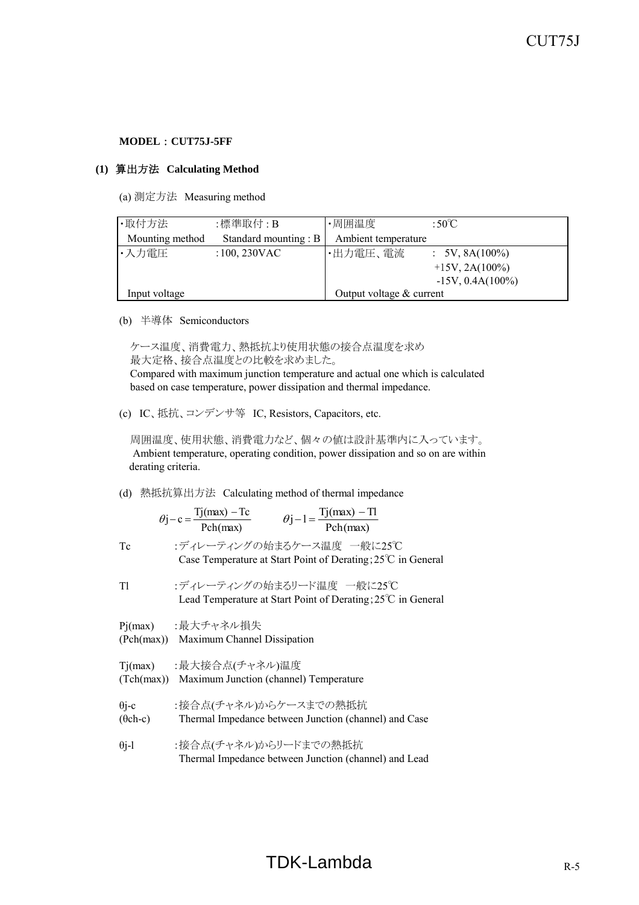**MODEL：CUT75J-5FF**

**(1) 算出方法 Calculating Method**

(a) 測定方法 Measuring method

| ・取付方法 | :標準取付 : B | ・周囲温度 | :50℃ |
|---|---|---|---|
| Mounting method | Standard mounting : B | Ambient temperature | |
| ・入力電圧 | :100, 230VAC | ・出力電圧、電流 | : 5V, 8A(100%)<br>+15V, 2A(100%)<br>-15V, 0.4A(100%) |
| Input voltage | | Output voltage & current | |

(b) 半導体 Semiconductors

ケース温度、消費電力、熱抵抗より使用状態の接合点温度を求め
最大定格、接合点温度との比較を求めました。
Compared with maximum junction temperature and actual one which is calculated based on case temperature, power dissipation and thermal impedance.

(c) IC、抵抗、コンデンサ等 IC, Resistors, Capacitors, etc.

周囲温度、使用状態、消費電力など、個々の値は設計基準内に入っています。
Ambient temperature, operating condition, power dissipation and so on are within derating criteria.

(d) 熱抵抗算出方法 Calculating method of thermal impedance

$$\theta j-c = \frac{Tj(max) - Tc}{Pch(max)} \qquad \theta j-l = \frac{Tj(max) - Tl}{Pch(max)}$$

Tc :ディレーティングの始まるケース温度 一般に25℃
Case Temperature at Start Point of Derating;25℃ in General

Tl :ディレーティングの始まるリード温度 一般に25℃
Lead Temperature at Start Point of Derating;25℃ in General

Pj(max) :最大チャネル損失
(Pch(max)) Maximum Channel Dissipation

Tj(max) :最大接合点(チャネル)温度
(Tch(max)) Maximum Junction (channel) Temperature

θj-c :接合点(チャネル)からケースまでの熱抵抗
(θch-c) Thermal Impedance between Junction (channel) and Case

θj-l :接合点(チャネル)からリードまでの熱抵抗
Thermal Impedance between Junction (channel) and Lead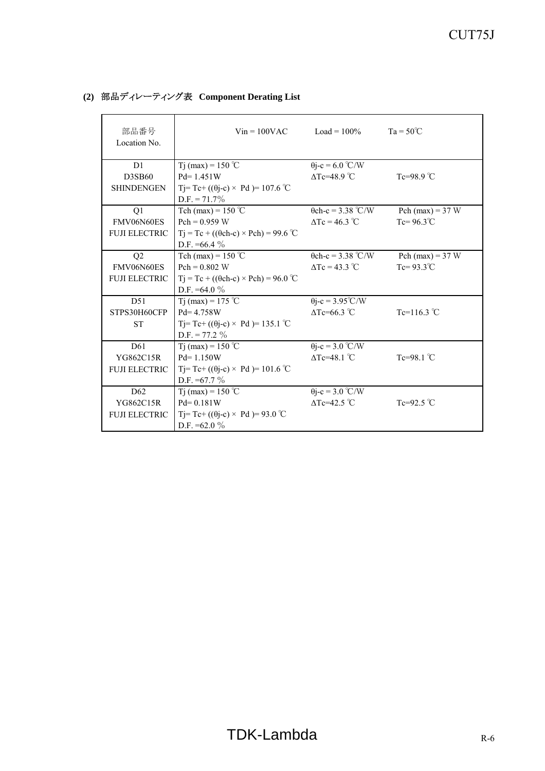**(2) 部品ディレーティング表 Component Derating List**

| 部品番号<br>Location No. | Vin = 100VAC | Load = 100% | Ta = 50℃ |
|---|---|---|---|
| D1<br>D3SB60<br>SHINDENGEN | Tj (max) = 150 ℃<br>Pd= 1.451W<br>Tj= Tc+ ((θj-c) × Pd )= 107.6 ℃<br>D.F. = 71.7% | θj-c = 6.0 ℃/W<br>ΔTc=48.9 ℃ | <br>Tc=98.9 ℃ |
| Q1<br>FMV06N60ES<br>FUJI ELECTRIC | Tch (max) = 150 ℃<br>Pch = 0.959 W<br>Tj = Tc + ((θch-c) × Pch) = 99.6 ℃<br>D.F. =66.4 % | θch-c = 3.38 ℃/W<br>ΔTc = 46.3 ℃ | Pch (max) = 37 W<br>Tc= 96.3℃ |
| Q2<br>FMV06N60ES<br>FUJI ELECTRIC | Tch (max) = 150 ℃<br>Pch = 0.802 W<br>Tj = Tc + ((θch-c) × Pch) = 96.0 ℃<br>D.F. =64.0 % | θch-c = 3.38 ℃/W<br>ΔTc = 43.3 ℃ | Pch (max) = 37 W<br>Tc= 93.3℃ |
| D51<br>STPS30H60CFP<br>ST | Tj (max) = 175 ℃<br>Pd= 4.758W<br>Tj= Tc+ ((θj-c) × Pd )= 135.1 ℃<br>D.F. = 77.2 % | θj-c = 3.95℃/W<br>ΔTc=66.3 ℃ | <br>Tc=116.3 ℃ |
| D61<br>YG862C15R<br>FUJI ELECTRIC | Tj (max) = 150 ℃<br>Pd= 1.150W<br>Tj= Tc+ ((θj-c) × Pd )= 101.6 ℃<br>D.F. =67.7 % | θj-c = 3.0 ℃/W<br>ΔTc=48.1 ℃ | <br>Tc=98.1 ℃ |
| D62<br>YG862C15R<br>FUJI ELECTRIC | Tj (max) = 150 ℃<br>Pd= 0.181W<br>Tj= Tc+ ((θj-c) × Pd )= 93.0 ℃<br>D.F. =62.0 % | θj-c = 3.0 ℃/W<br>ΔTc=42.5 ℃ | <br>Tc=92.5 ℃ |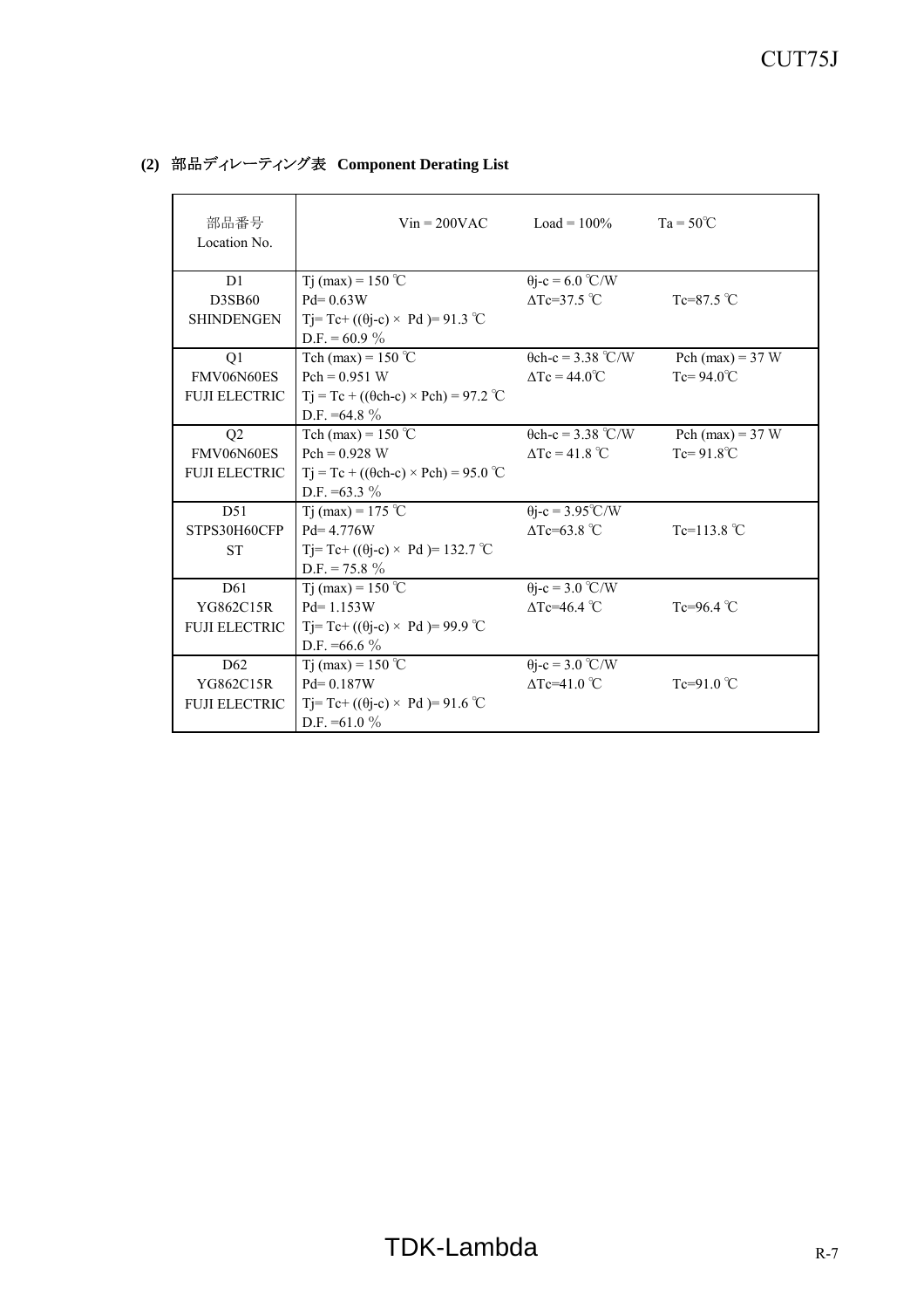### (2) 部品ディレーティング表 Component Derating List

| 部品番号<br>Location No. | Vin = 200VAC | Load = 100% | Ta = 50℃ |
|---|---|---|---|
| D1<br>D3SB60<br>SHINDENGEN | Tj (max) = 150 ℃<br>Pd= 0.63W<br>Tj= Tc+ ((θj-c) × Pd )= 91.3 ℃<br>D.F. = 60.9 % | θj-c = 6.0 ℃/W<br>ΔTc=37.5 ℃ | <br>Tc=87.5 ℃ |
| Q1<br>FMV06N60ES<br>FUJI ELECTRIC | Tch (max) = 150 ℃<br>Pch = 0.951 W<br>Tj = Tc + ((θch-c) × Pch) = 97.2 ℃<br>D.F. =64.8 % | θch-c = 3.38 ℃/W<br>ΔTc = 44.0℃ | Pch (max) = 37 W<br>Tc= 94.0℃ |
| Q2<br>FMV06N60ES<br>FUJI ELECTRIC | Tch (max) = 150 ℃<br>Pch = 0.928 W<br>Tj = Tc + ((θch-c) × Pch) = 95.0 ℃<br>D.F. =63.3 % | θch-c = 3.38 ℃/W<br>ΔTc = 41.8 ℃ | Pch (max) = 37 W<br>Tc= 91.8℃ |
| D51<br>STPS30H60CFP<br>ST | Tj (max) = 175 ℃<br>Pd= 4.776W<br>Tj= Tc+ ((θj-c) × Pd )= 132.7 ℃<br>D.F. = 75.8 % | θj-c = 3.95℃/W<br>ΔTc=63.8 ℃ | <br>Tc=113.8 ℃ |
| D61<br>YG862C15R<br>FUJI ELECTRIC | Tj (max) = 150 ℃<br>Pd= 1.153W<br>Tj= Tc+ ((θj-c) × Pd )= 99.9 ℃<br>D.F. =66.6 % | θj-c = 3.0 ℃/W<br>ΔTc=46.4 ℃ | <br>Tc=96.4 ℃ |
| D62<br>YG862C15R<br>FUJI ELECTRIC | Tj (max) = 150 ℃<br>Pd= 0.187W<br>Tj= Tc+ ((θj-c) × Pd )= 91.6 ℃<br>D.F. =61.0 % | θj-c = 3.0 ℃/W<br>ΔTc=41.0 ℃ | <br>Tc=91.0 ℃ |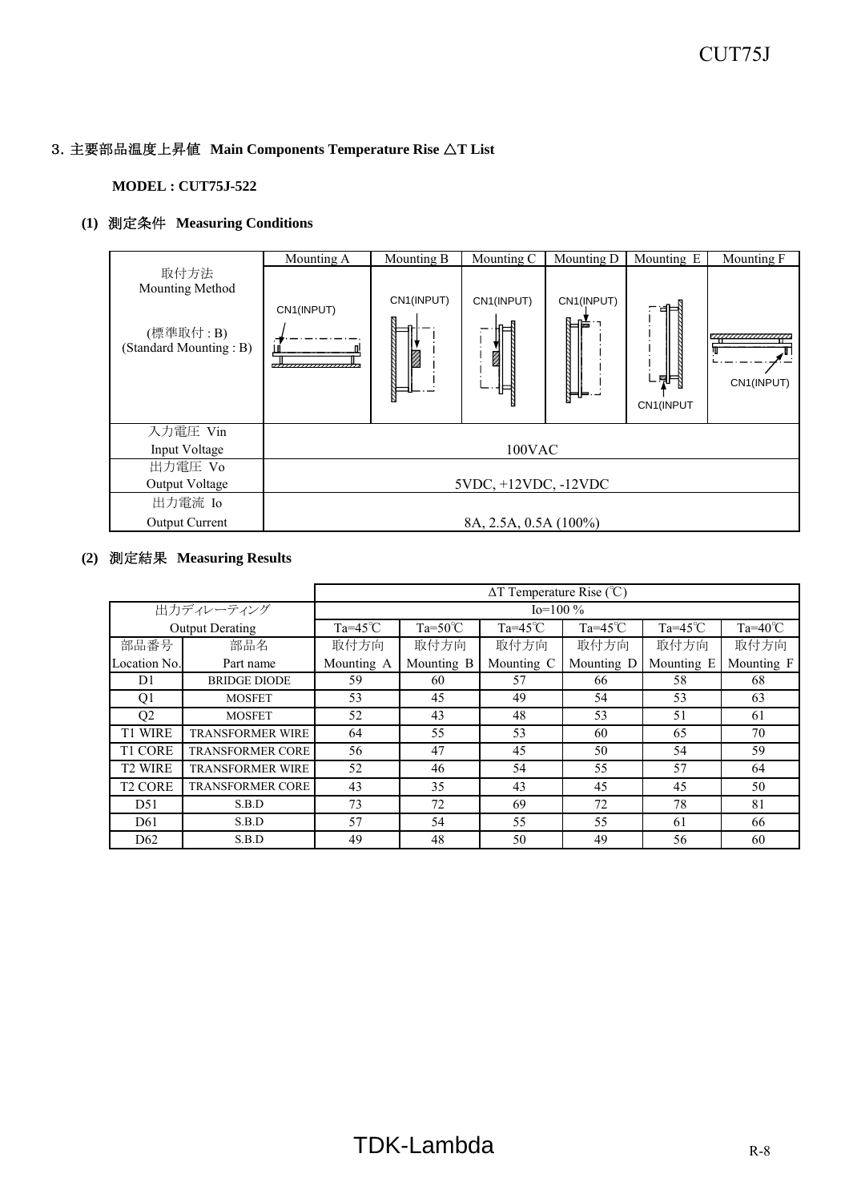## 3. 主要部品温度上昇値 Main Components Temperature Rise △T List

**MODEL : CUT75J-522**

### (1) 測定条件 Measuring Conditions

| | Mounting A | Mounting B | Mounting C | Mounting D | Mounting E | Mounting F |
|---|---|---|---|---|---|---|
| 取付方法<br>Mounting Method<br><br>(標準取付 : B)<br>(Standard Mounting : B) | CN1(INPUT) | CN1(INPUT) | CN1(INPUT) | CN1(INPUT) | CN1(INPUT | CN1(INPUT) |
| 入力電圧 Vin<br>Input Voltage | 100VAC | | | | | |
| 出力電圧 Vo<br>Output Voltage | 5VDC, +12VDC, -12VDC | | | | | |
| 出力電流 Io<br>Output Current | 8A, 2.5A, 0.5A (100%) | | | | | |

### (2) 測定結果 Measuring Results

| | | ΔT Temperature Rise (℃) | | | | | |
|---|---|---|---|---|---|---|---|
| 出力ディレーティング | | Io=100 % | | | | | |
| Output Derating | | Ta=45℃ | Ta=50℃ | Ta=45℃ | Ta=45℃ | Ta=45℃ | Ta=40℃ |
| 部品番号<br>Location No. | 部品名<br>Part name | 取付方向<br>Mounting A | 取付方向<br>Mounting B | 取付方向<br>Mounting C | 取付方向<br>Mounting D | 取付方向<br>Mounting E | 取付方向<br>Mounting F |
| D1 | BRIDGE DIODE | 59 | 60 | 57 | 66 | 58 | 68 |
| Q1 | MOSFET | 53 | 45 | 49 | 54 | 53 | 63 |
| Q2 | MOSFET | 52 | 43 | 48 | 53 | 51 | 61 |
| T1 WIRE | TRANSFORMER WIRE | 64 | 55 | 53 | 60 | 65 | 70 |
| T1 CORE | TRANSFORMER CORE | 56 | 47 | 45 | 50 | 54 | 59 |
| T2 WIRE | TRANSFORMER WIRE | 52 | 46 | 54 | 55 | 57 | 64 |
| T2 CORE | TRANSFORMER CORE | 43 | 35 | 43 | 45 | 45 | 50 |
| D51 | S.B.D | 73 | 72 | 69 | 72 | 78 | 81 |
| D61 | S.B.D | 57 | 54 | 55 | 55 | 61 | 66 |
| D62 | S.B.D | 49 | 48 | 50 | 49 | 56 | 60 |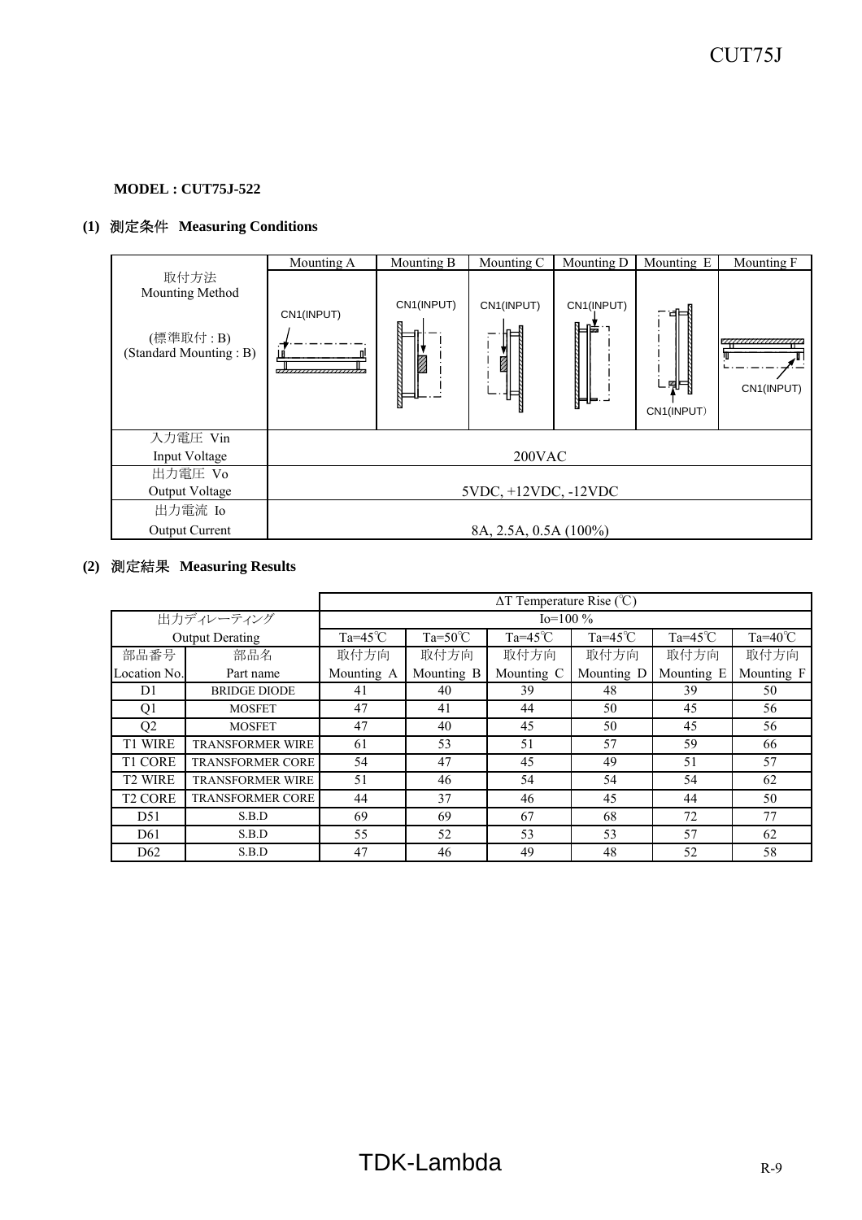**MODEL : CUT75J-522**

**(1) 測定条件 Measuring Conditions**

| | Mounting A | Mounting B | Mounting C | Mounting D | Mounting E | Mounting F |
|---|---|---|---|---|---|---|
| 取付方法<br>Mounting Method<br><br>(標準取付 : B)<br>(Standard Mounting : B) | CN1(INPUT) | CN1(INPUT) | CN1(INPUT) | CN1(INPUT) | CN1(INPUT) | CN1(INPUT) |
| 入力電圧 Vin<br>Input Voltage | 200VAC | | | | | |
| 出力電圧 Vo<br>Output Voltage | 5VDC, +12VDC, -12VDC | | | | | |
| 出力電流 Io<br>Output Current | 8A, 2.5A, 0.5A (100%) | | | | | |

**(2) 測定結果 Measuring Results**

| | | ΔT Temperature Rise (℃) | | | | | |
|---|---|---|---|---|---|---|---|
| 出力ディレーティング<br>Output Derating | | Io=100 % | | | | | |
| | | Ta=45℃ | Ta=50℃ | Ta=45℃ | Ta=45℃ | Ta=45℃ | Ta=40℃ |
| 部品番号<br>Location No. | 部品名<br>Part name | 取付方向<br>Mounting A | 取付方向<br>Mounting B | 取付方向<br>Mounting C | 取付方向<br>Mounting D | 取付方向<br>Mounting E | 取付方向<br>Mounting F |
| D1 | BRIDGE DIODE | 41 | 40 | 39 | 48 | 39 | 50 |
| Q1 | MOSFET | 47 | 41 | 44 | 50 | 45 | 56 |
| Q2 | MOSFET | 47 | 40 | 45 | 50 | 45 | 56 |
| T1 WIRE | TRANSFORMER WIRE | 61 | 53 | 51 | 57 | 59 | 66 |
| T1 CORE | TRANSFORMER CORE | 54 | 47 | 45 | 49 | 51 | 57 |
| T2 WIRE | TRANSFORMER WIRE | 51 | 46 | 54 | 54 | 54 | 62 |
| T2 CORE | TRANSFORMER CORE | 44 | 37 | 46 | 45 | 44 | 50 |
| D51 | S.B.D | 69 | 69 | 67 | 68 | 72 | 77 |
| D61 | S.B.D | 55 | 52 | 53 | 53 | 57 | 62 |
| D62 | S.B.D | 47 | 46 | 49 | 48 | 52 | 58 |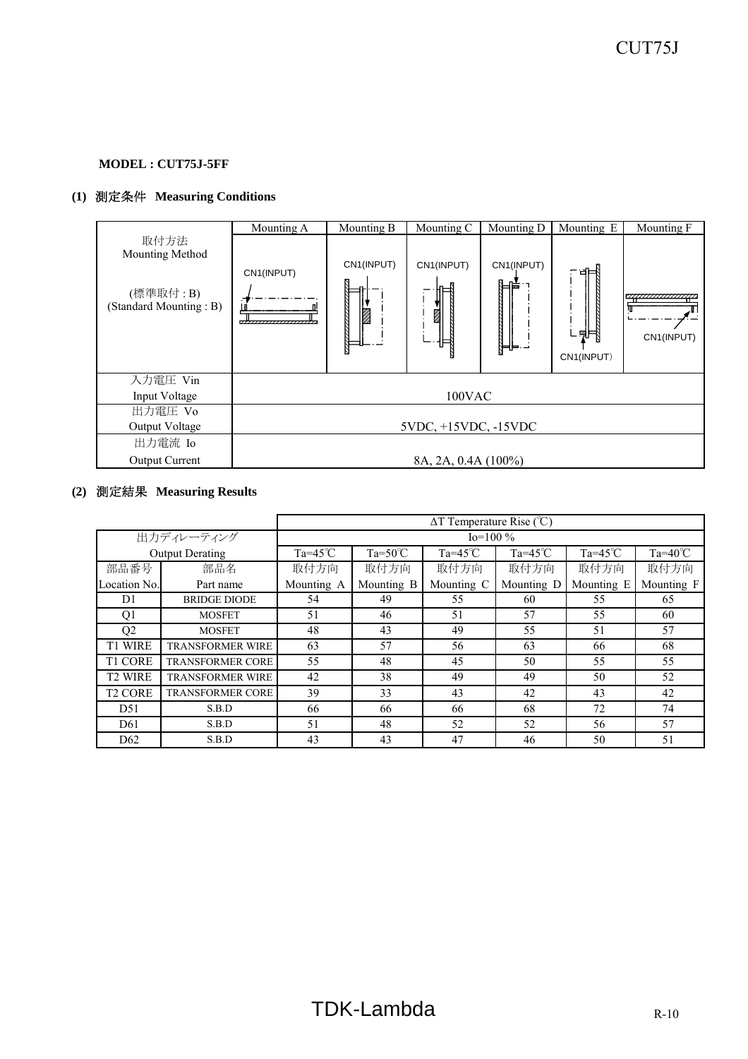**MODEL : CUT75J-5FF**

**(1) 測定条件 Measuring Conditions**

| | Mounting A | Mounting B | Mounting C | Mounting D | Mounting E | Mounting F |
|---|---|---|---|---|---|---|
| 取付方法<br>Mounting Method<br><br>(標準取付 : B)<br>(Standard Mounting : B) | CN1(INPUT) | CN1(INPUT) | CN1(INPUT) | CN1(INPUT) | CN1(INPUT) | CN1(INPUT) |
| 入力電圧 Vin<br>Input Voltage | 100VAC | | | | | |
| 出力電圧 Vo<br>Output Voltage | 5VDC, +15VDC, -15VDC | | | | | |
| 出力電流 Io<br>Output Current | 8A, 2A, 0.4A (100%) | | | | | |

**(2) 測定結果 Measuring Results**

| | | ΔT Temperature Rise (℃) | | | | | |
|---|---|---|---|---|---|---|---|
| 出力ディレーティング | | Io=100 % | | | | | |
| Output Derating | | Ta=45℃ | Ta=50℃ | Ta=45℃ | Ta=45℃ | Ta=45℃ | Ta=40℃ |
| 部品番号<br>Location No. | 部品名<br>Part name | 取付方向<br>Mounting A | 取付方向<br>Mounting B | 取付方向<br>Mounting C | 取付方向<br>Mounting D | 取付方向<br>Mounting E | 取付方向<br>Mounting F |
| D1 | BRIDGE DIODE | 54 | 49 | 55 | 60 | 55 | 65 |
| Q1 | MOSFET | 51 | 46 | 51 | 57 | 55 | 60 |
| Q2 | MOSFET | 48 | 43 | 49 | 55 | 51 | 57 |
| T1 WIRE | TRANSFORMER WIRE | 63 | 57 | 56 | 63 | 66 | 68 |
| T1 CORE | TRANSFORMER CORE | 55 | 48 | 45 | 50 | 55 | 55 |
| T2 WIRE | TRANSFORMER WIRE | 42 | 38 | 49 | 49 | 50 | 52 |
| T2 CORE | TRANSFORMER CORE | 39 | 33 | 43 | 42 | 43 | 42 |
| D51 | S.B.D | 66 | 66 | 66 | 68 | 72 | 74 |
| D61 | S.B.D | 51 | 48 | 52 | 52 | 56 | 57 |
| D62 | S.B.D | 43 | 43 | 47 | 46 | 50 | 51 |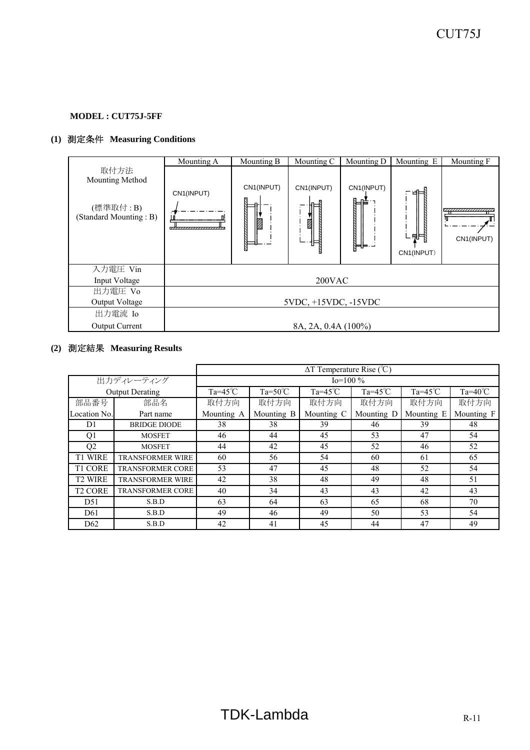**MODEL : CUT75J-5FF**

**(1) 測定条件 Measuring Conditions**

| | Mounting A | Mounting B | Mounting C | Mounting D | Mounting E | Mounting F |
|---|---|---|---|---|---|---|
| 取付方法<br>Mounting Method<br><br>(標準取付 : B)<br>(Standard Mounting : B) | CN1(INPUT) | CN1(INPUT) | CN1(INPUT) | CN1(INPUT) | CN1(INPUT) | CN1(INPUT) |
| 入力電圧 Vin<br>Input Voltage | 200VAC | | | | | |
| 出力電圧 Vo<br>Output Voltage | 5VDC, +15VDC, -15VDC | | | | | |
| 出力電流 Io<br>Output Current | 8A, 2A, 0.4A (100%) | | | | | |

**(2) 測定結果 Measuring Results**

| | | ΔT Temperature Rise (℃) | | | | | |
|---|---|---|---|---|---|---|---|
| 出力ディレーティング | | Io=100 % | | | | | |
| Output Derating | | Ta=45℃ | Ta=50℃ | Ta=45℃ | Ta=45℃ | Ta=45℃ | Ta=40℃ |
| 部品番号<br>Location No. | 部品名<br>Part name | 取付方向<br>Mounting A | 取付方向<br>Mounting B | 取付方向<br>Mounting C | 取付方向<br>Mounting D | 取付方向<br>Mounting E | 取付方向<br>Mounting F |
| D1 | BRIDGE DIODE | 38 | 38 | 39 | 46 | 39 | 48 |
| Q1 | MOSFET | 46 | 44 | 45 | 53 | 47 | 54 |
| Q2 | MOSFET | 44 | 42 | 45 | 52 | 46 | 52 |
| T1 WIRE | TRANSFORMER WIRE | 60 | 56 | 54 | 60 | 61 | 65 |
| T1 CORE | TRANSFORMER CORE | 53 | 47 | 45 | 48 | 52 | 54 |
| T2 WIRE | TRANSFORMER WIRE | 42 | 38 | 48 | 49 | 48 | 51 |
| T2 CORE | TRANSFORMER CORE | 40 | 34 | 43 | 43 | 42 | 43 |
| D51 | S.B.D | 63 | 64 | 63 | 65 | 68 | 70 |
| D61 | S.B.D | 49 | 46 | 49 | 50 | 53 | 54 |
| D62 | S.B.D | 42 | 41 | 45 | 44 | 47 | 49 |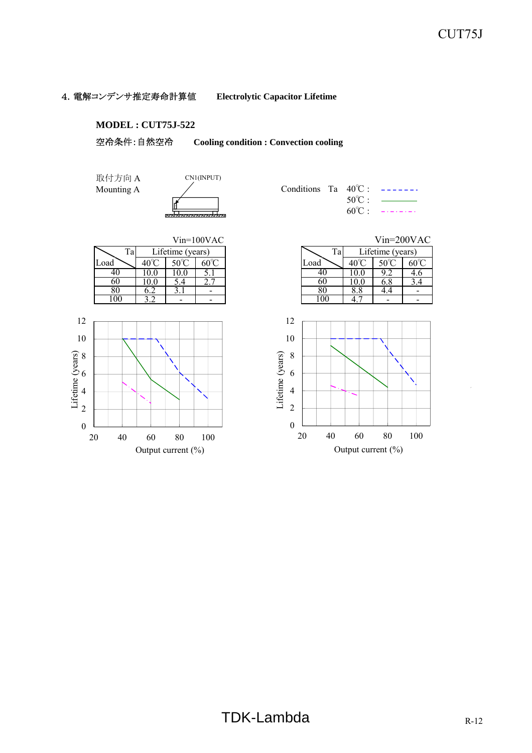## 4. 電解コンデンサ推定寿命計算値　Electrolytic Capacitor Lifetime

**MODEL : CUT75J-522**

空冷条件:自然空冷　**Cooling condition : Convection cooling**

取付方向 A
Mounting A

CN1(INPUT)

Conditions Ta 40℃ : - - - - - - -
50℃ : ———————
60℃ : - · - · - · -

Vin=100VAC

| Load \ Ta | Lifetime (years) 40℃ | 50℃ | 60℃ |
|---|---|---|---|
| 40 | 10.0 | 10.0 | 5.1 |
| 60 | 10.0 | 5.4 | 2.7 |
| 80 | 6.2 | 3.1 | - |
| 100 | 3.2 | - | - |

Vin=200VAC

| Load \ Ta | Lifetime (years) 40℃ | 50℃ | 60℃ |
|---|---|---|---|
| 40 | 10.0 | 9.2 | 4.6 |
| 60 | 10.0 | 6.8 | 3.4 |
| 80 | 8.8 | 4.4 | - |
| 100 | 4.7 | - | - |

Lifetime (years) vs. Output current (%)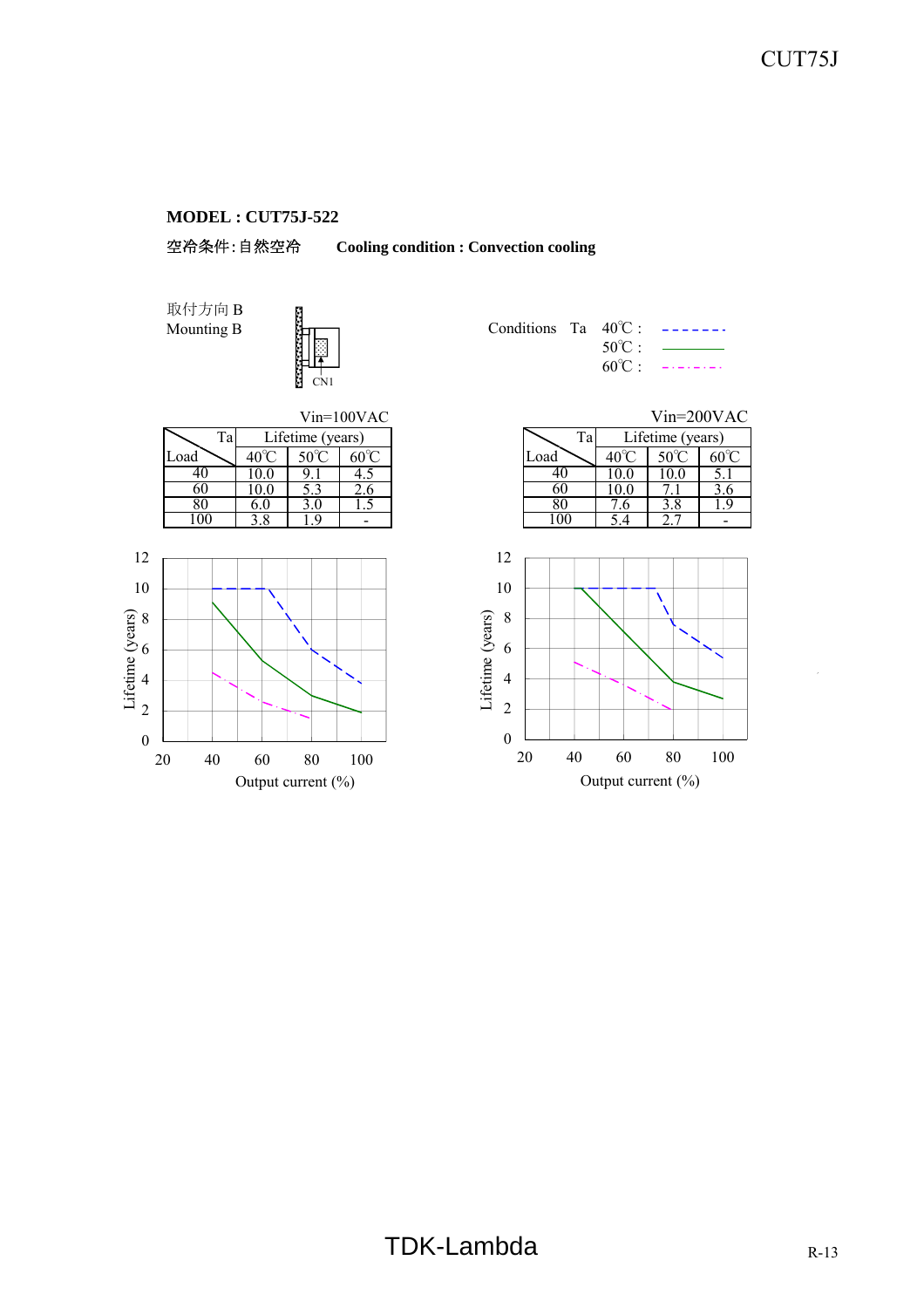**MODEL : CUT75J-522**

空冷条件:自然空冷　　**Cooling condition : Convection cooling**

取付方向 B
Mounting B

CN1

Conditions　Ta　40℃ : - - - - - - -
50℃ : ————
60℃ : - · - · - · -

Vin=100VAC

| Load \ Ta | Lifetime (years) | | |
|---|---|---|---|
| | 40℃ | 50℃ | 60℃ |
| 40 | 10.0 | 9.1 | 4.5 |
| 60 | 10.0 | 5.3 | 2.6 |
| 80 | 6.0 | 3.0 | 1.5 |
| 100 | 3.8 | 1.9 | - |

Vin=200VAC

| Load \ Ta | Lifetime (years) | | |
|---|---|---|---|
| | 40℃ | 50℃ | 60℃ |
| 40 | 10.0 | 10.0 | 5.1 |
| 60 | 10.0 | 7.1 | 3.6 |
| 80 | 7.6 | 3.8 | 1.9 |
| 100 | 5.4 | 2.7 | - |

Lifetime (years) vs. Output current (%)

Lifetime (years) vs. Output current (%)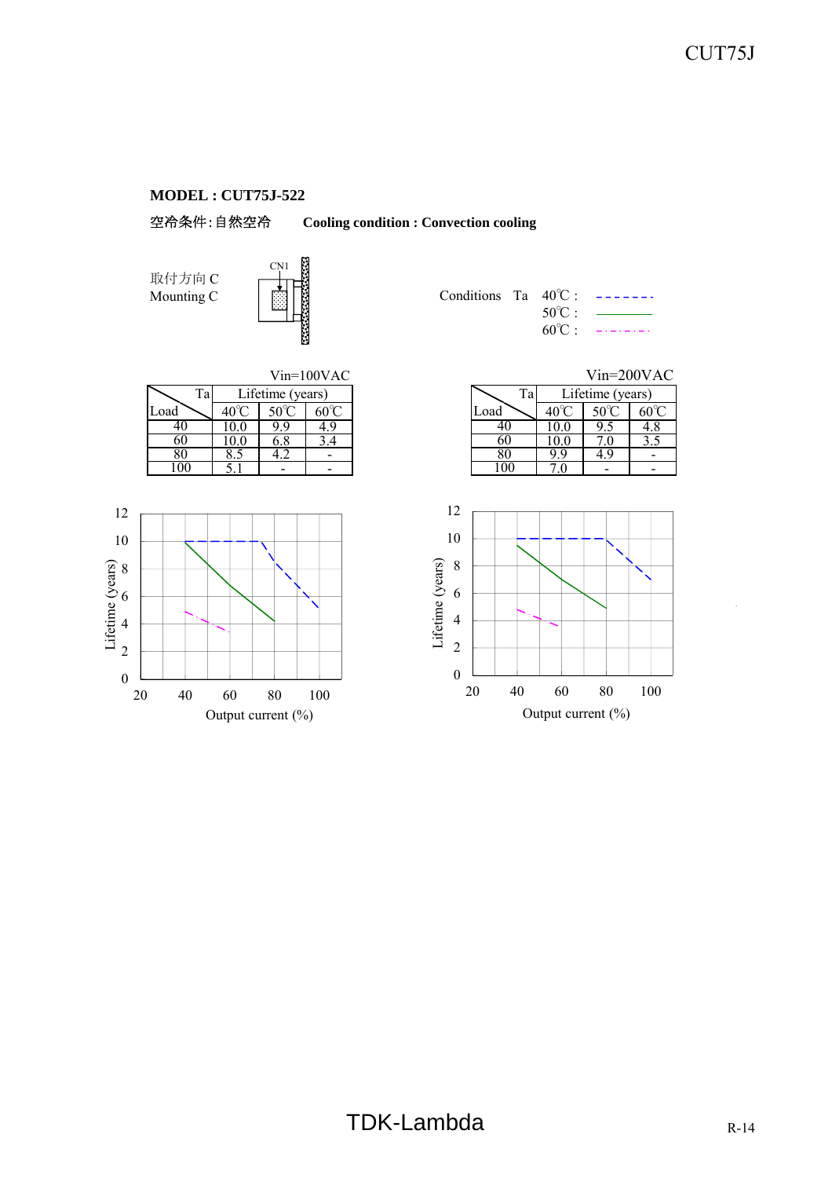**MODEL : CUT75J-522**

空冷条件:自然空冷　　**Cooling condition : Convection cooling**

取付方向 C
Mounting C

CN1

Conditions　Ta　40℃ :　- - - - - - -
　　　　　　　　50℃ :　———————
　　　　　　　　60℃ :　- · - · - · -

Vin=100VAC

| Load \ Ta | Lifetime (years) | | |
|---|---|---|---|
| | 40℃ | 50℃ | 60℃ |
| 40 | 10.0 | 9.9 | 4.9 |
| 60 | 10.0 | 6.8 | 3.4 |
| 80 | 8.5 | 4.2 | - |
| 100 | 5.1 | - | - |

Vin=200VAC

| Load \ Ta | Lifetime (years) | | |
|---|---|---|---|
| | 40℃ | 50℃ | 60℃ |
| 40 | 10.0 | 9.5 | 4.8 |
| 60 | 10.0 | 7.0 | 3.5 |
| 80 | 9.9 | 4.9 | - |
| 100 | 7.0 | - | - |

Lifetime (years)

Output current (%)

Lifetime (years)

Output current (%)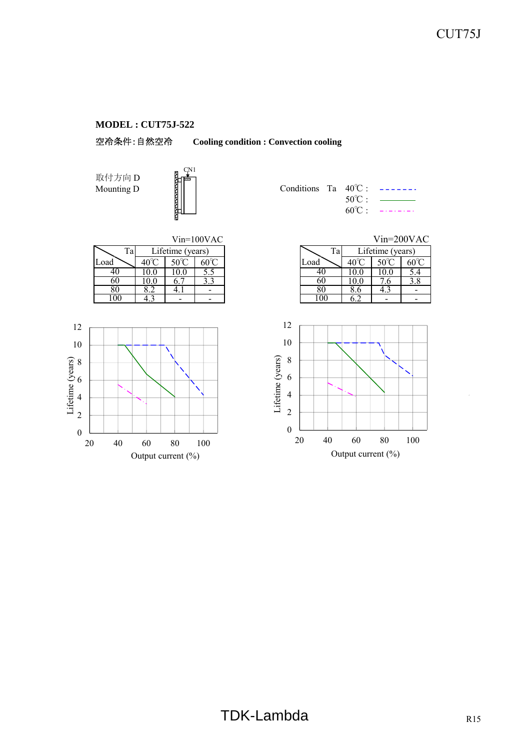**MODEL : CUT75J-522**

空冷条件:自然空冷　　**Cooling condition : Convection cooling**

取付方向 D
Mounting D

Conditions　Ta　40℃ : (dashed)
50℃ : (solid)
60℃ : (dash-dot)

Vin=100VAC

| Load \ Ta | Lifetime (years) 40℃ | 50℃ | 60℃ |
|---|---|---|---|
| 40 | 10.0 | 10.0 | 5.5 |
| 60 | 10.0 | 6.7 | 3.3 |
| 80 | 8.2 | 4.1 | - |
| 100 | 4.3 | - | - |

Vin=200VAC

| Load \ Ta | Lifetime (years) 40℃ | 50℃ | 60℃ |
|---|---|---|---|
| 40 | 10.0 | 10.0 | 5.4 |
| 60 | 10.0 | 7.6 | 3.8 |
| 80 | 8.6 | 4.3 | - |
| 100 | 6.2 | - | - |

Lifetime (years) vs. Output current (%)

Lifetime (years) vs. Output current (%)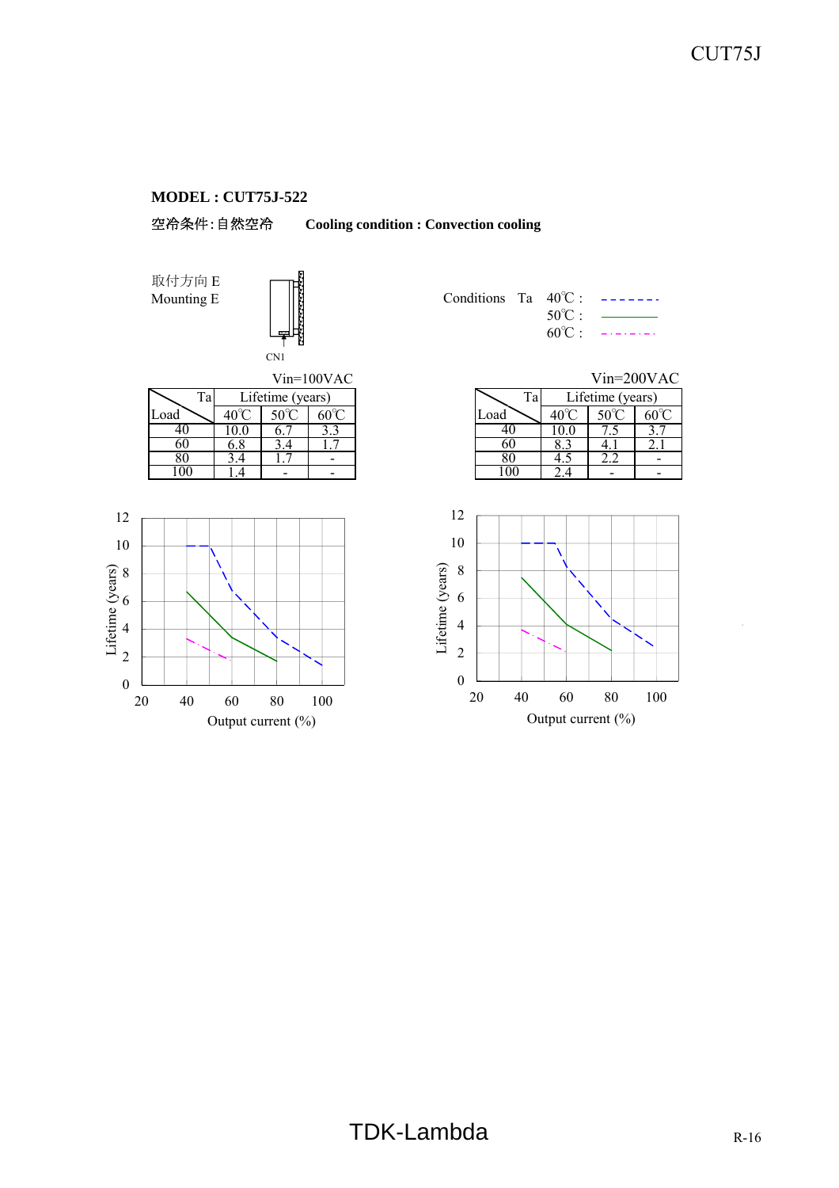**MODEL : CUT75J-522**

空冷条件:自然空冷　　**Cooling condition : Convection cooling**

取付方向 E
Mounting E

CN1

Conditions Ta 40℃ : (dashed line)
50℃ : (solid line)
60℃ : (dash-dot line)

Vin=100VAC

| Load \ Ta | Lifetime (years) | | |
|---|---|---|---|
| | 40℃ | 50℃ | 60℃ |
| 40 | 10.0 | 6.7 | 3.3 |
| 60 | 6.8 | 3.4 | 1.7 |
| 80 | 3.4 | 1.7 | - |
| 100 | 1.4 | - | - |

Vin=200VAC

| Load \ Ta | Lifetime (years) | | |
|---|---|---|---|
| | 40℃ | 50℃ | 60℃ |
| 40 | 10.0 | 7.5 | 3.7 |
| 60 | 8.3 | 4.1 | 2.1 |
| 80 | 4.5 | 2.2 | - |
| 100 | 2.4 | - | - |

Lifetime (years) vs. Output current (%)

Lifetime (years) vs. Output current (%)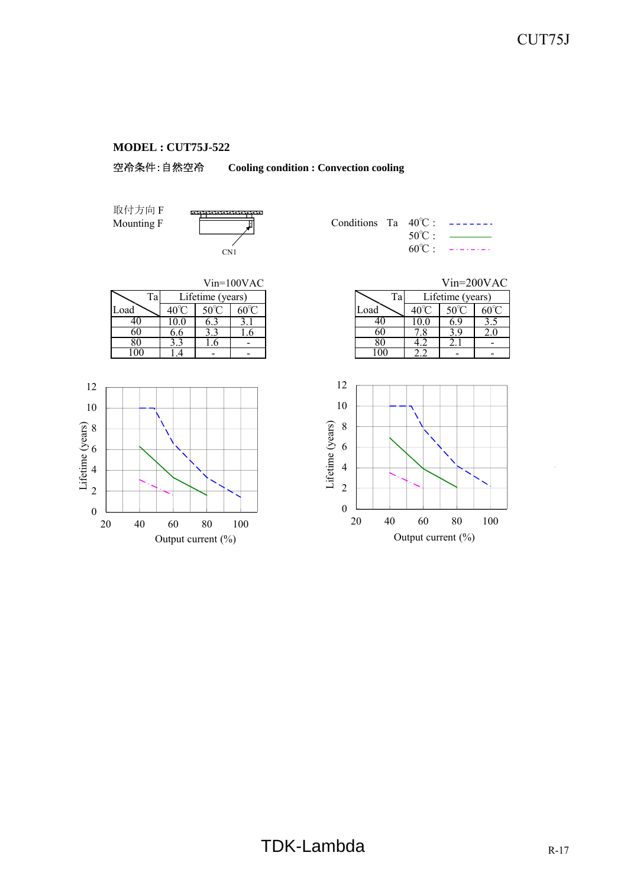**MODEL : CUT75J-522**

空冷条件:自然空冷　　**Cooling condition : Convection cooling**

取付方向 F
Mounting F

CN1

Conditions　Ta　40℃ : - - - - - - -
50℃ : ―――――
60℃ : －・－・－・－

Vin=100VAC

| Load \ Ta | Lifetime (years) 40℃ | 50℃ | 60℃ |
|---|---|---|---|
| 40 | 10.0 | 6.3 | 3.1 |
| 60 | 6.6 | 3.3 | 1.6 |
| 80 | 3.3 | 1.6 | - |
| 100 | 1.4 | - | - |

Vin=200VAC

| Load \ Ta | Lifetime (years) 40℃ | 50℃ | 60℃ |
|---|---|---|---|
| 40 | 10.0 | 6.9 | 3.5 |
| 60 | 7.8 | 3.9 | 2.0 |
| 80 | 4.2 | 2.1 | - |
| 100 | 2.2 | - | - |

Lifetime (years)

Output current (%)

Lifetime (years)

Output current (%)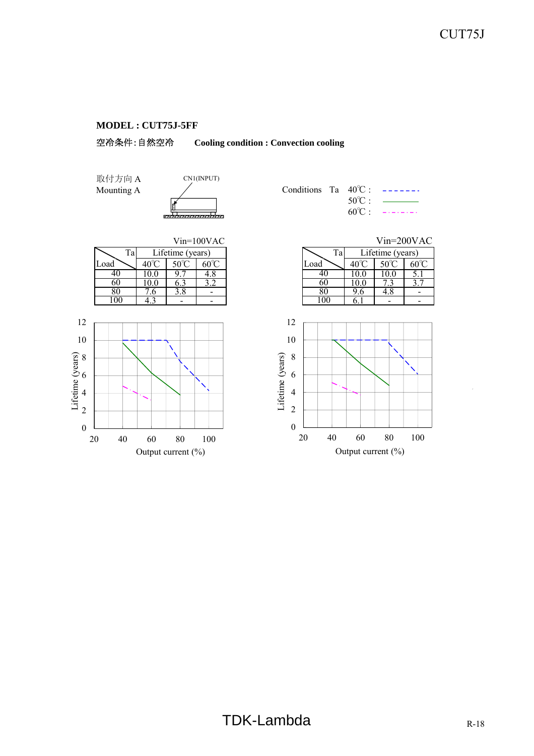**MODEL : CUT75J-5FF**

空冷条件:自然空冷　　**Cooling condition : Convection cooling**

取付方向 A
Mounting A

CN1(INPUT)

Conditions　Ta　40℃ : - - - - - - -
50℃ : ————
60℃ : - · - · - · -

Vin=100VAC

| Load \ Ta | Lifetime (years) 40℃ | 50℃ | 60℃ |
|---|---|---|---|
| 40 | 10.0 | 9.7 | 4.8 |
| 60 | 10.0 | 6.3 | 3.2 |
| 80 | 7.6 | 3.8 | - |
| 100 | 4.3 | - | - |

Vin=200VAC

| Load \ Ta | Lifetime (years) 40℃ | 50℃ | 60℃ |
|---|---|---|---|
| 40 | 10.0 | 10.0 | 5.1 |
| 60 | 10.0 | 7.3 | 3.7 |
| 80 | 9.6 | 4.8 | - |
| 100 | 6.1 | - | - |

Lifetime (years)

Output current (%)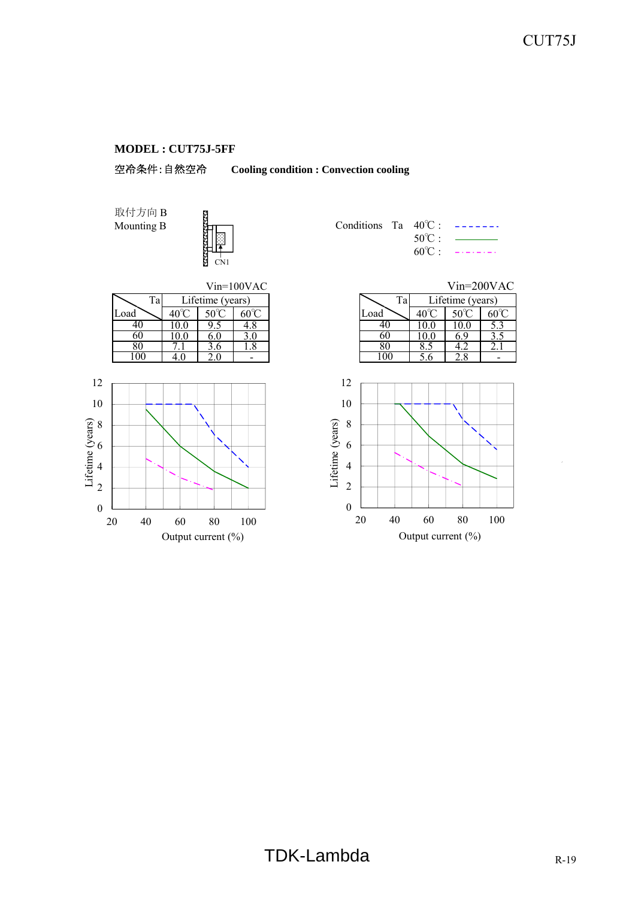**MODEL : CUT75J-5FF**

空冷条件:自然空冷　　**Cooling condition : Convection cooling**

取付方向 B
Mounting B

Conditions Ta 40℃ : - - - - - - -
50℃ : ————
60℃ : - · - · - · -

Vin=100VAC

| Load \ Ta | Lifetime (years) | | |
|---|---|---|---|
| | 40℃ | 50℃ | 60℃ |
| 40 | 10.0 | 9.5 | 4.8 |
| 60 | 10.0 | 6.0 | 3.0 |
| 80 | 7.1 | 3.6 | 1.8 |
| 100 | 4.0 | 2.0 | - |

Vin=200VAC

| Load \ Ta | Lifetime (years) | | |
|---|---|---|---|
| | 40℃ | 50℃ | 60℃ |
| 40 | 10.0 | 10.0 | 5.3 |
| 60 | 10.0 | 6.9 | 3.5 |
| 80 | 8.5 | 4.2 | 2.1 |
| 100 | 5.6 | 2.8 | - |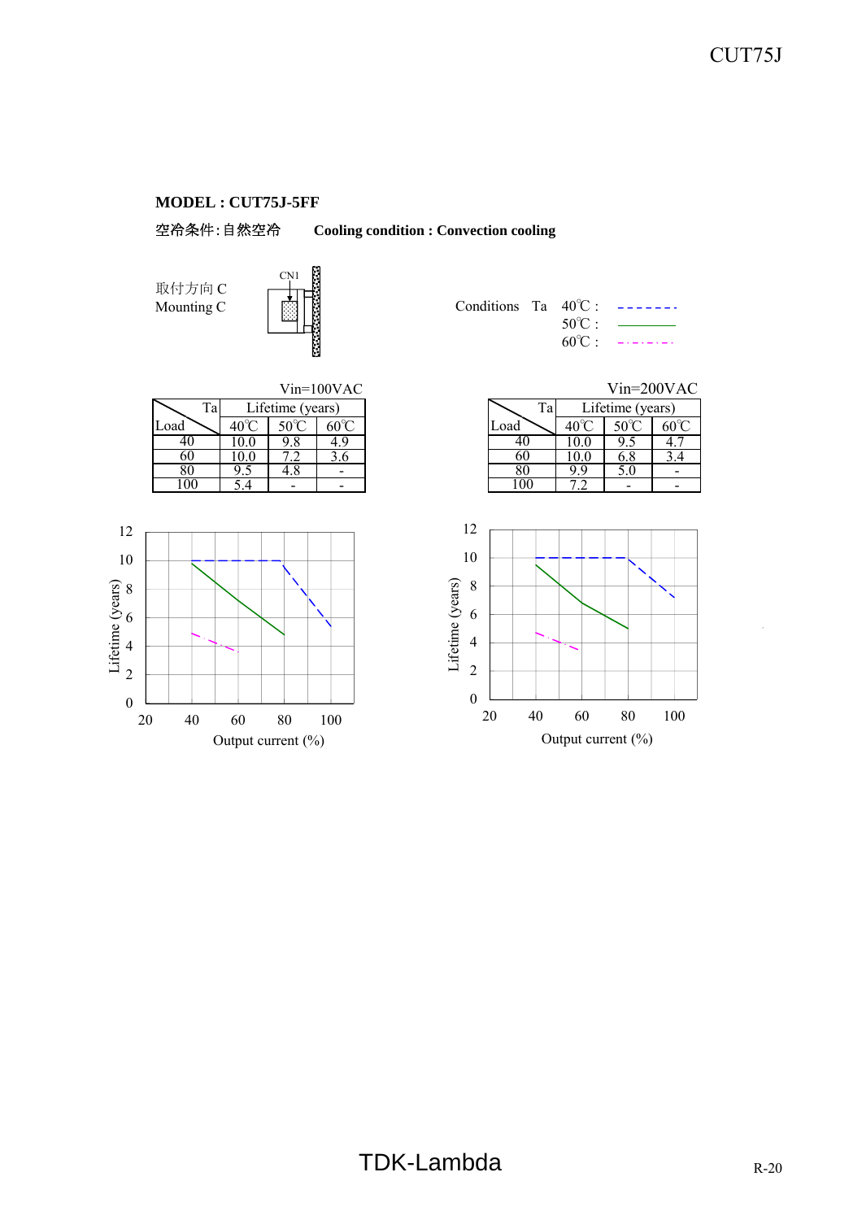**MODEL : CUT75J-5FF**

空冷条件:自然空冷　　**Cooling condition : Convection cooling**

取付方向 C
Mounting C

CN1

Conditions　Ta　40℃ : - - - - - - -
50℃ : ———
60℃ : - · - · - · -

Vin=100VAC

| Load \ Ta | Lifetime (years) 40℃ | 50℃ | 60℃ |
|---|---|---|---|
| 40 | 10.0 | 9.8 | 4.9 |
| 60 | 10.0 | 7.2 | 3.6 |
| 80 | 9.5 | 4.8 | - |
| 100 | 5.4 | - | - |

Vin=200VAC

| Load \ Ta | Lifetime (years) 40℃ | 50℃ | 60℃ |
|---|---|---|---|
| 40 | 10.0 | 9.5 | 4.7 |
| 60 | 10.0 | 6.8 | 3.4 |
| 80 | 9.9 | 5.0 | - |
| 100 | 7.2 | - | - |

Lifetime (years) vs Output current (%)

Lifetime (years) vs Output current (%)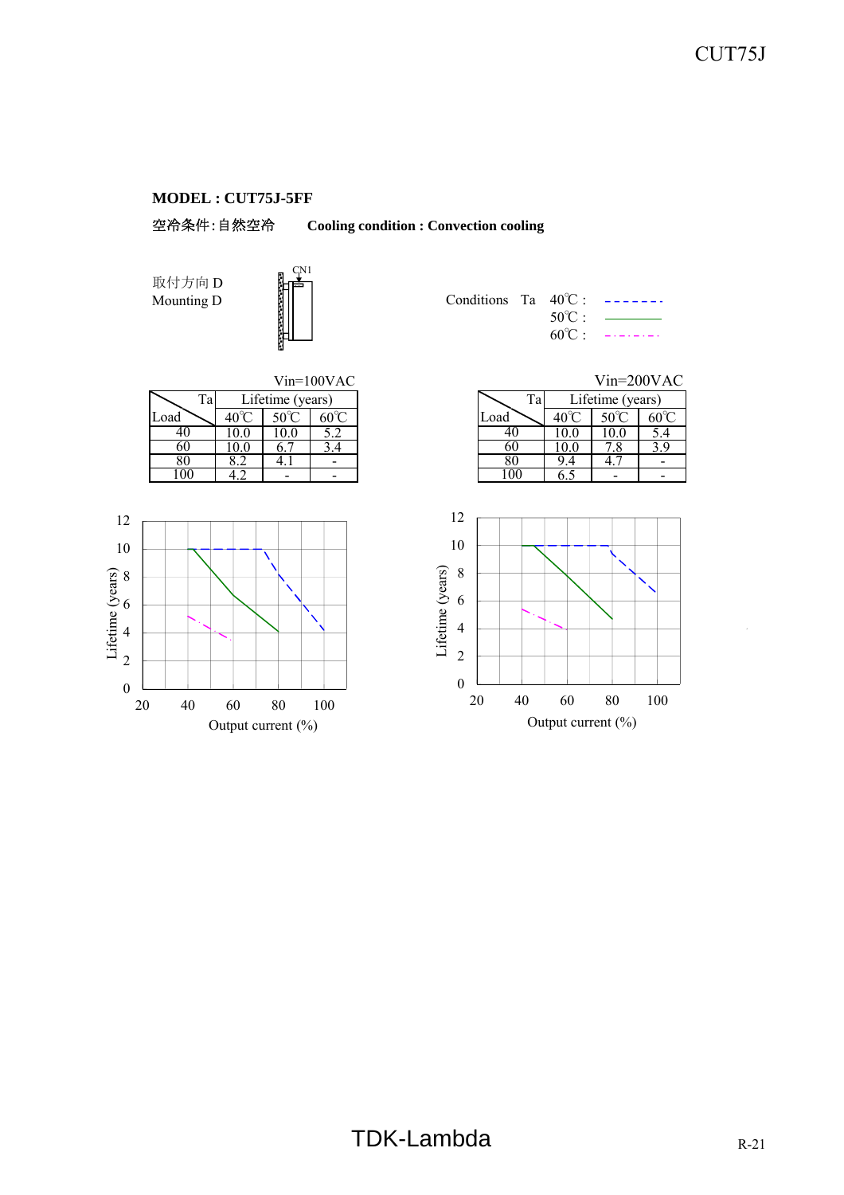**MODEL : CUT75J-5FF**

空冷条件:自然空冷　　**Cooling condition : Convection cooling**

取付方向 D
Mounting D

Conditions Ta 40℃ : - - - - - - -
50℃ : ————
60℃ : - · - · - · -

Vin=100VAC

| Load \ Ta | Lifetime (years) 40℃ | 50℃ | 60℃ |
|---|---|---|---|
| 40 | 10.0 | 10.0 | 5.2 |
| 60 | 10.0 | 6.7 | 3.4 |
| 80 | 8.2 | 4.1 | - |
| 100 | 4.2 | - | - |

Vin=200VAC

| Load \ Ta | Lifetime (years) 40℃ | 50℃ | 60℃ |
|---|---|---|---|
| 40 | 10.0 | 10.0 | 5.4 |
| 60 | 10.0 | 7.8 | 3.9 |
| 80 | 9.4 | 4.7 | - |
| 100 | 6.5 | - | - |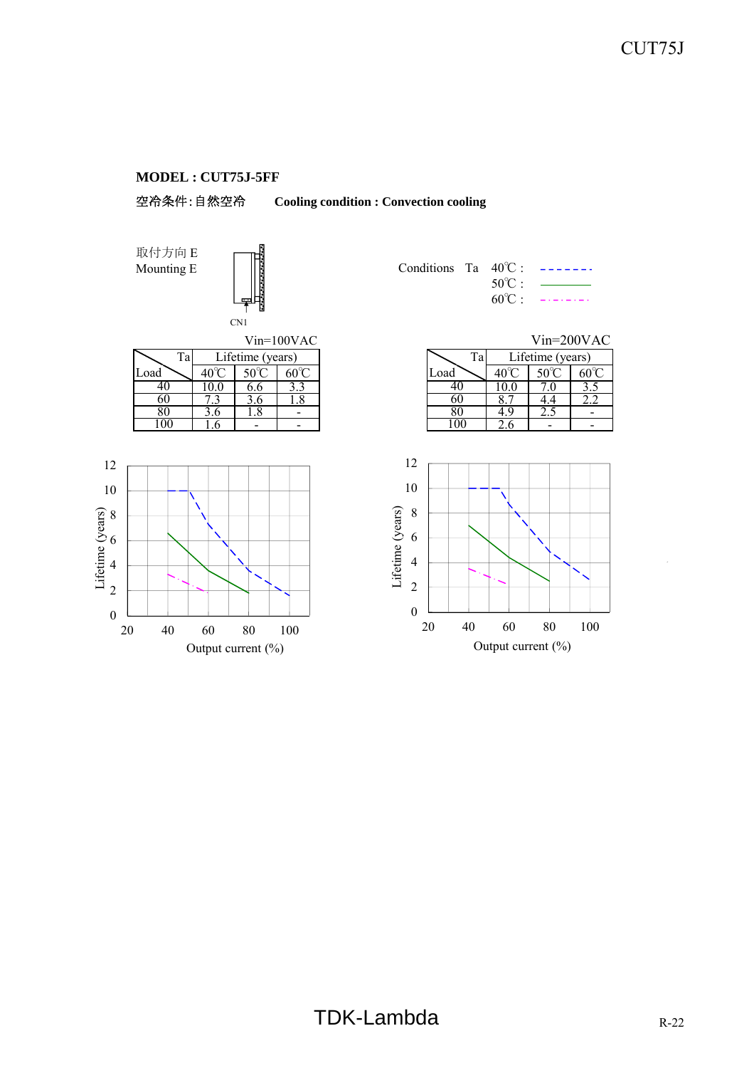**MODEL : CUT75J-5FF**

空冷条件:自然空冷　　**Cooling condition : Convection cooling**

取付方向 E
Mounting E

CN1

Conditions　Ta　40℃ : - - - - - - -
50℃ : ———
60℃ : - · - · - · -

Vin=100VAC

| Load \ Ta | Lifetime (years) 40℃ | 50℃ | 60℃ |
|---|---|---|---|
| 40 | 10.0 | 6.6 | 3.3 |
| 60 | 7.3 | 3.6 | 1.8 |
| 80 | 3.6 | 1.8 | - |
| 100 | 1.6 | - | - |

Vin=200VAC

| Load \ Ta | Lifetime (years) 40℃ | 50℃ | 60℃ |
|---|---|---|---|
| 40 | 10.0 | 7.0 | 3.5 |
| 60 | 8.7 | 4.4 | 2.2 |
| 80 | 4.9 | 2.5 | - |
| 100 | 2.6 | - | - |

Lifetime (years)

Output current (%)

Lifetime (years)

Output current (%)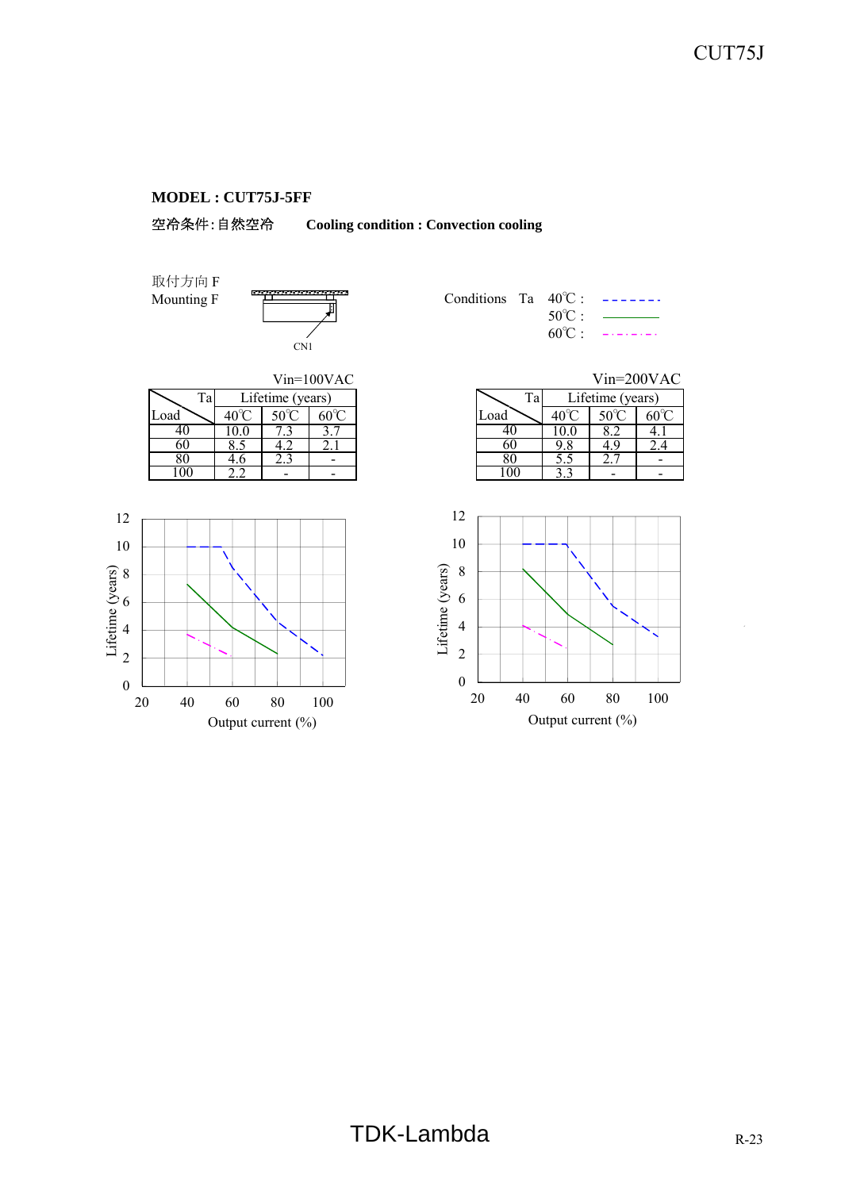**MODEL : CUT75J-5FF**

空冷条件:自然空冷　　**Cooling condition : Convection cooling**

取付方向 F
Mounting F

CN1

Conditions　Ta　40℃ : - - - - - -
50℃ : ————
60℃ : - · - · - · -

Vin=100VAC

| Load \ Ta | Lifetime (years) 40℃ | 50℃ | 60℃ |
|---|---|---|---|
| 40 | 10.0 | 7.3 | 3.7 |
| 60 | 8.5 | 4.2 | 2.1 |
| 80 | 4.6 | 2.3 | - |
| 100 | 2.2 | - | - |

Vin=200VAC

| Load \ Ta | Lifetime (years) 40℃ | 50℃ | 60℃ |
|---|---|---|---|
| 40 | 10.0 | 8.2 | 4.1 |
| 60 | 9.8 | 4.9 | 2.4 |
| 80 | 5.5 | 2.7 | - |
| 100 | 3.3 | - | - |

Lifetime (years)
Output current (%)

Lifetime (years)
Output current (%)

TDK-Lambda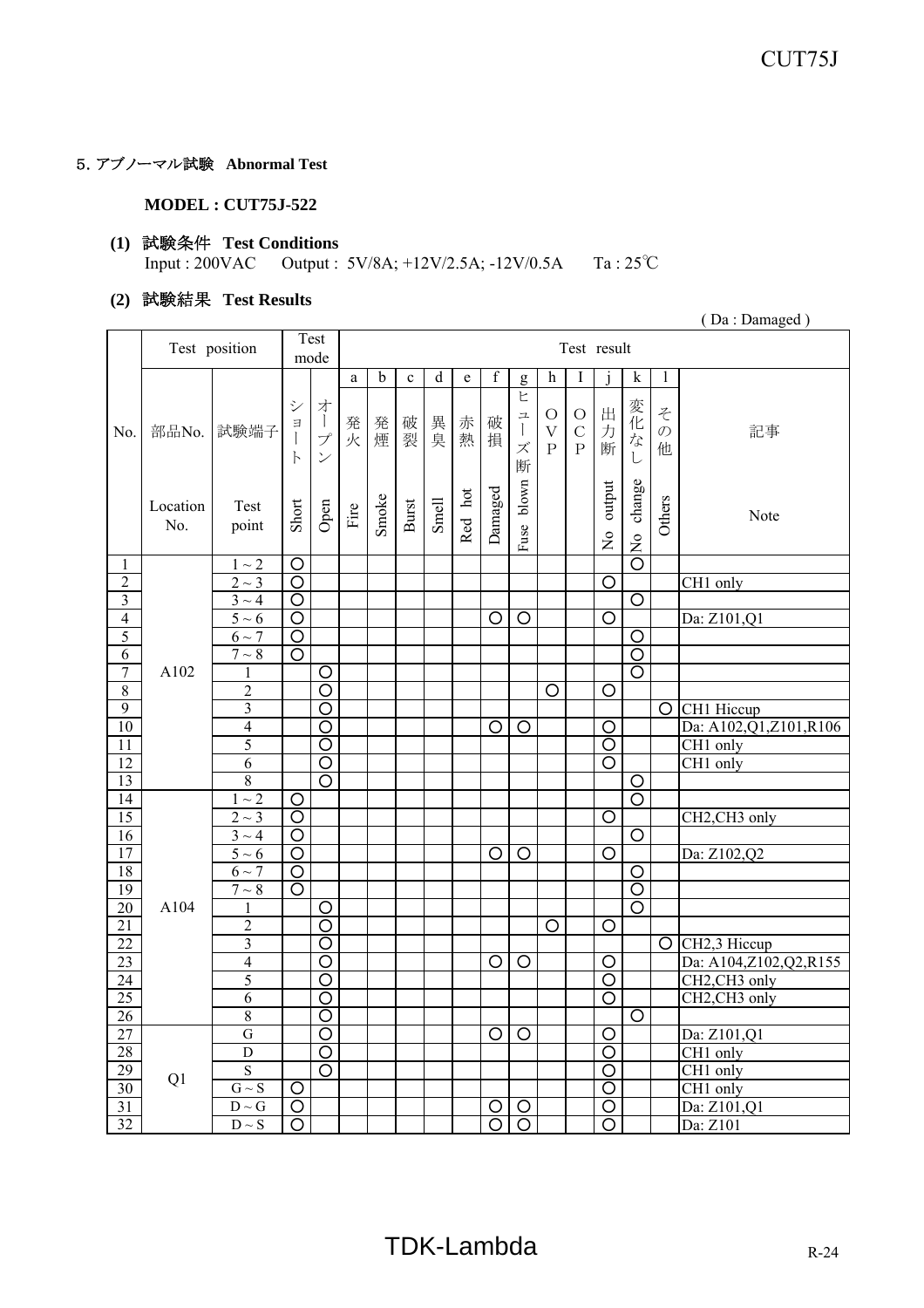## 5. アブノーマル試験　Abnormal Test

**MODEL : CUT75J-522**

**(1) 試験条件　Test Conditions**

Input : 200VAC　　Output : 5V/8A; +12V/2.5A; -12V/0.5A　　Ta : 25℃

**(2) 試験結果　Test Results**

( Da : Damaged )

| No. | 部品No. Location No. | 試験端子 Test point | ショート Short | オープン Open | a 発火 Fire | b 発煙 Smoke | c 破裂 Burst | d 異臭 Smell | e 赤熱 Red hot | f 破損 Damaged | g ヒューズ断 Fuse blown | h OVP | I OCP | j 出力断 No output | k 変化なし No change | l その他 Others | 記事 Note |
|---|---|---|---|---|---|---|---|---|---|---|---|---|---|---|---|---|---|
| 1 | A102 | 1 ~ 2 | ○ | | | | | | | | | | | | ○ | | |
| 2 | | 2 ~ 3 | ○ | | | | | | | | | | | ○ | | | CH1 only |
| 3 | | 3 ~ 4 | ○ | | | | | | | | | | | | ○ | | |
| 4 | | 5 ~ 6 | ○ | | | | | | | ○ | ○ | | | ○ | | | Da: Z101,Q1 |
| 5 | | 6 ~ 7 | ○ | | | | | | | | | | | | ○ | | |
| 6 | | 7 ~ 8 | ○ | | | | | | | | | | | | ○ | | |
| 7 | | 1 | | ○ | | | | | | | | | | | ○ | | |
| 8 | | 2 | | ○ | | | | | | | | ○ | | ○ | | | |
| 9 | | 3 | | ○ | | | | | | | | | | | | ○ | CH1 Hiccup |
| 10 | | 4 | | ○ | | | | | | ○ | ○ | | | ○ | | | Da: A102,Q1,Z101,R106 |
| 11 | | 5 | | ○ | | | | | | | | | | ○ | | | CH1 only |
| 12 | | 6 | | ○ | | | | | | | | | | ○ | | | CH1 only |
| 13 | | 8 | | ○ | | | | | | | | | | | ○ | | |
| 14 | A104 | 1 ~ 2 | ○ | | | | | | | | | | | | ○ | | |
| 15 | | 2 ~ 3 | ○ | | | | | | | | | | | ○ | | | CH2,CH3 only |
| 16 | | 3 ~ 4 | ○ | | | | | | | | | | | | ○ | | |
| 17 | | 5 ~ 6 | ○ | | | | | | | ○ | ○ | | | ○ | | | Da: Z102,Q2 |
| 18 | | 6 ~ 7 | ○ | | | | | | | | | | | | ○ | | |
| 19 | | 7 ~ 8 | ○ | | | | | | | | | | | | ○ | | |
| 20 | | 1 | | ○ | | | | | | | | | | | ○ | | |
| 21 | | 2 | | ○ | | | | | | | | ○ | | ○ | | | |
| 22 | | 3 | | ○ | | | | | | | | | | | | ○ | CH2,3 Hiccup |
| 23 | | 4 | | ○ | | | | | | ○ | ○ | | | ○ | | | Da: A104,Z102,Q2,R155 |
| 24 | | 5 | | ○ | | | | | | | | | | ○ | | | CH2,CH3 only |
| 25 | | 6 | | ○ | | | | | | | | | | ○ | | | CH2,CH3 only |
| 26 | | 8 | | ○ | | | | | | | | | | | ○ | | |
| 27 | Q1 | G | | ○ | | | | | | ○ | ○ | | | ○ | | | Da: Z101,Q1 |
| 28 | | D | | ○ | | | | | | | | | | ○ | | | CH1 only |
| 29 | | S | | ○ | | | | | | | | | | ○ | | | CH1 only |
| 30 | | G ~ S | ○ | | | | | | | | | | | ○ | | | CH1 only |
| 31 | | D ~ G | ○ | | | | | | | ○ | ○ | | | ○ | | | Da: Z101,Q1 |
| 32 | | D ~ S | ○ | | | | | | | ○ | ○ | | | ○ | | | Da: Z101 |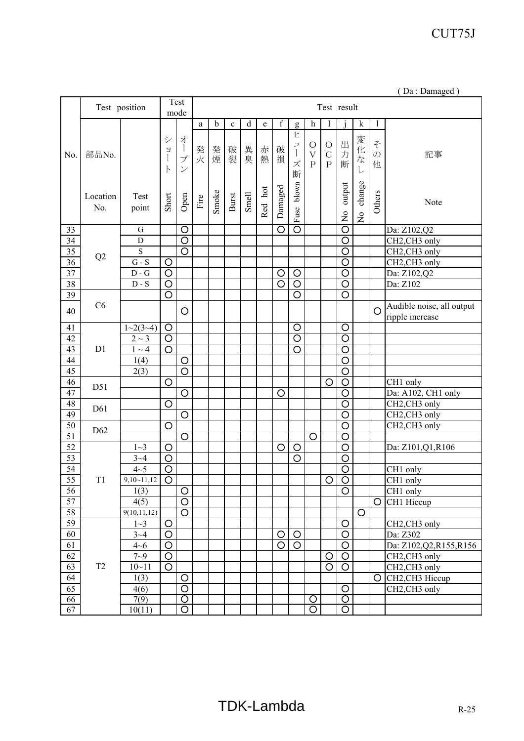( Da : Damaged )

| No. | Test position | | Test mode | | Test result | | | | | | | | | | | | |
|---|---|---|---|---|---|---|---|---|---|---|---|---|---|---|---|---|---|
| | | | | | a | b | c | d | e | f | g | h | I | j | k | l | |
| No. | 部品No. Location No. | Test point | ショート Short | オープン Open | 発火 Fire | 発煙 Smoke | 破裂 Burst | 異臭 Smell | 赤熱 Red hot | 破損 Damaged | ヒューズ断 Fuse blown | OVP | OCP | 出力断 No output | 変化なし No change | その他 Others | 記事 Note |
| 33 | Q2 | G | | ○ | | | | | | ○ | ○ | | | ○ | | | Da: Z102,Q2 |
| 34 | | D | | ○ | | | | | | | | | | ○ | | | CH2,CH3 only |
| 35 | | S | | ○ | | | | | | | | | | ○ | | | CH2,CH3 only |
| 36 | | G - S | ○ | | | | | | | | | | | ○ | | | CH2,CH3 only |
| 37 | | D - G | ○ | | | | | | | ○ | ○ | | | ○ | | | Da: Z102,Q2 |
| 38 | | D - S | ○ | | | | | | | ○ | ○ | | | ○ | | | Da: Z102 |
| 39 | C6 | | ○ | | | | | | | | ○ | | | ○ | | | |
| 40 | | | | ○ | | | | | | | | | | | | ○ | Audible noise, all output ripple increase |
| 41 | D1 | 1~2(3~4) | ○ | | | | | | | | ○ | | | ○ | | | |
| 42 | | 2 ~ 3 | ○ | | | | | | | | ○ | | | ○ | | | |
| 43 | | 1 ~ 4 | ○ | | | | | | | | ○ | | | ○ | | | |
| 44 | | 1(4) | | ○ | | | | | | | | | | ○ | | | |
| 45 | | 2(3) | | ○ | | | | | | | | | | ○ | | | |
| 46 | D51 | | ○ | | | | | | | | | | ○ | ○ | | | CH1 only |
| 47 | | | | ○ | | | | | | ○ | | | | ○ | | | Da: A102, CH1 only |
| 48 | D61 | | ○ | | | | | | | | | | | ○ | | | CH2,CH3 only |
| 49 | | | | ○ | | | | | | | | | | ○ | | | CH2,CH3 only |
| 50 | D62 | | ○ | | | | | | | | | | | ○ | | | CH2,CH3 only |
| 51 | | | | ○ | | | | | | | | ○ | | ○ | | | |
| 52 | T1 | 1~3 | ○ | | | | | | | ○ | ○ | | | ○ | | | Da: Z101,Q1,R106 |
| 53 | | 3~4 | ○ | | | | | | | | ○ | | | ○ | | | |
| 54 | | 4~5 | ○ | | | | | | | | | | | ○ | | | CH1 only |
| 55 | | 9,10~11,12 | ○ | | | | | | | | | | ○ | ○ | | | CH1 only |
| 56 | | 1(3) | | ○ | | | | | | | | | | ○ | | | CH1 only |
| 57 | | 4(5) | | ○ | | | | | | | | | | | | ○ | CH1 Hiccup |
| 58 | | 9(10,11,12) | | ○ | | | | | | | | | | | ○ | | |
| 59 | T2 | 1~3 | ○ | | | | | | | | | | | ○ | | | CH2,CH3 only |
| 60 | | 3~4 | ○ | | | | | | | ○ | ○ | | | ○ | | | Da: Z302 |
| 61 | | 4~6 | ○ | | | | | | | ○ | ○ | | | ○ | | | Da: Z102,Q2,R155,R156 |
| 62 | | 7~9 | ○ | | | | | | | | | | ○ | ○ | | | CH2,CH3 only |
| 63 | | 10~11 | ○ | | | | | | | | | | ○ | ○ | | | CH2,CH3 only |
| 64 | | 1(3) | | ○ | | | | | | | | | | | | ○ | CH2,CH3 Hiccup |
| 65 | | 4(6) | | ○ | | | | | | | | | | ○ | | | CH2,CH3 only |
| 66 | | 7(9) | | ○ | | | | | | | | ○ | | ○ | | | |
| 67 | | 10(11) | | ○ | | | | | | | | ○ | | ○ | | | |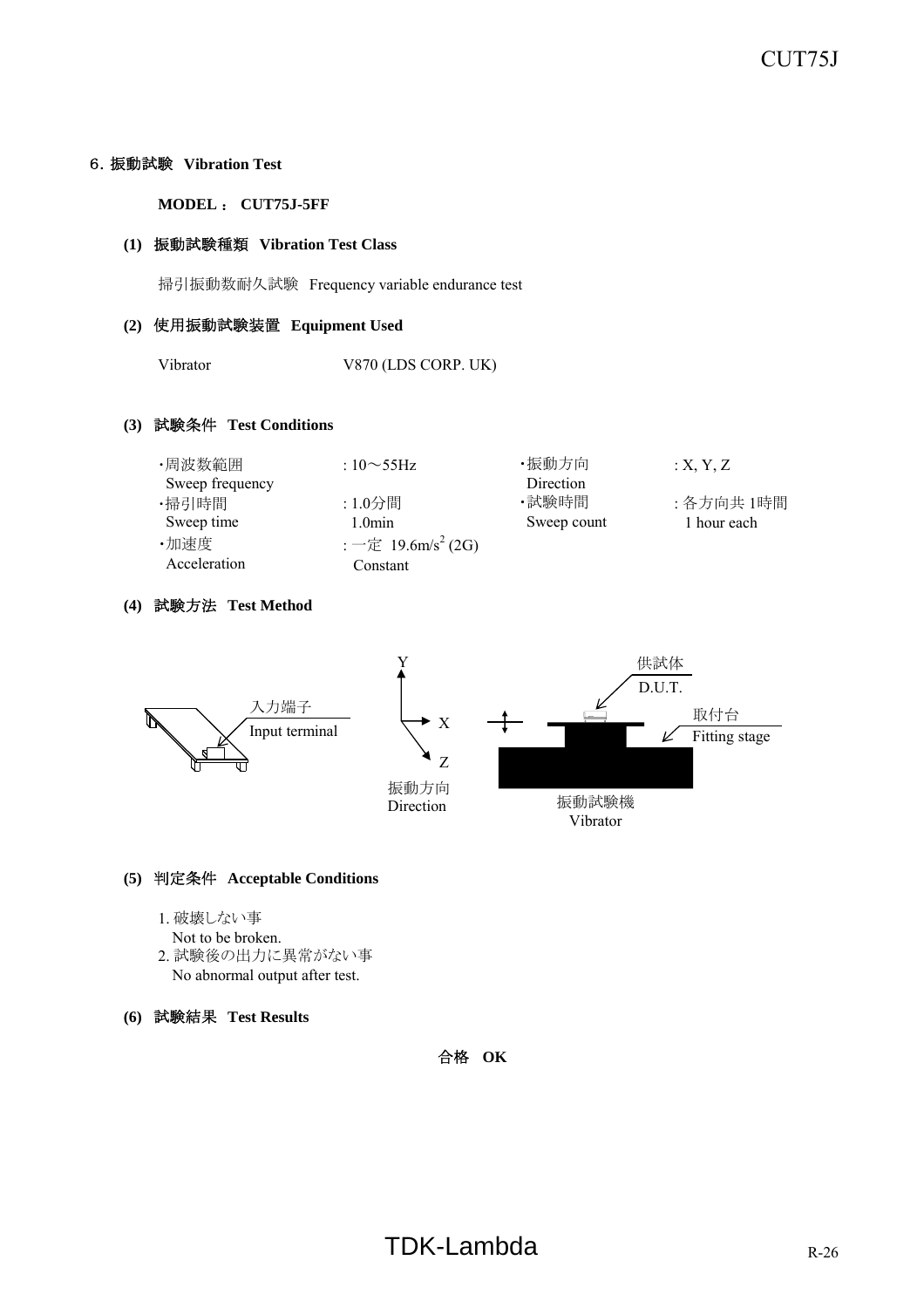## 6. 振動試験　Vibration Test

**MODEL ： CUT75J-5FF**

### (1) 振動試験種類　Vibration Test Class

掃引振動数耐久試験　Frequency variable endurance test

### (2) 使用振動試験装置　Equipment Used

Vibrator　　V870 (LDS CORP. UK)

### (3) 試験条件　Test Conditions

| | | | |
|---|---|---|---|
| ･周波数範囲 Sweep frequency | : 10～55Hz | ･振動方向 Direction | : X, Y, Z |
| ･掃引時間 Sweep time | : 1.0分間 1.0min | ･試験時間 Sweep count | : 各方向共 1時間 1 hour each |
| ･加速度 Acceleration | : 一定 19.6m/s$^2$ (2G) Constant | | |

### (4) 試験方法　Test Method

入力端子 Input terminal

Y / X / Z 振動方向 Direction

供試体 D.U.T.

取付台 Fitting stage

振動試験機 Vibrator

### (5) 判定条件　Acceptable Conditions

1. 破壊しない事
   Not to be broken.
2. 試験後の出力に異常がない事
   No abnormal output after test.

### (6) 試験結果　Test Results

**合格　OK**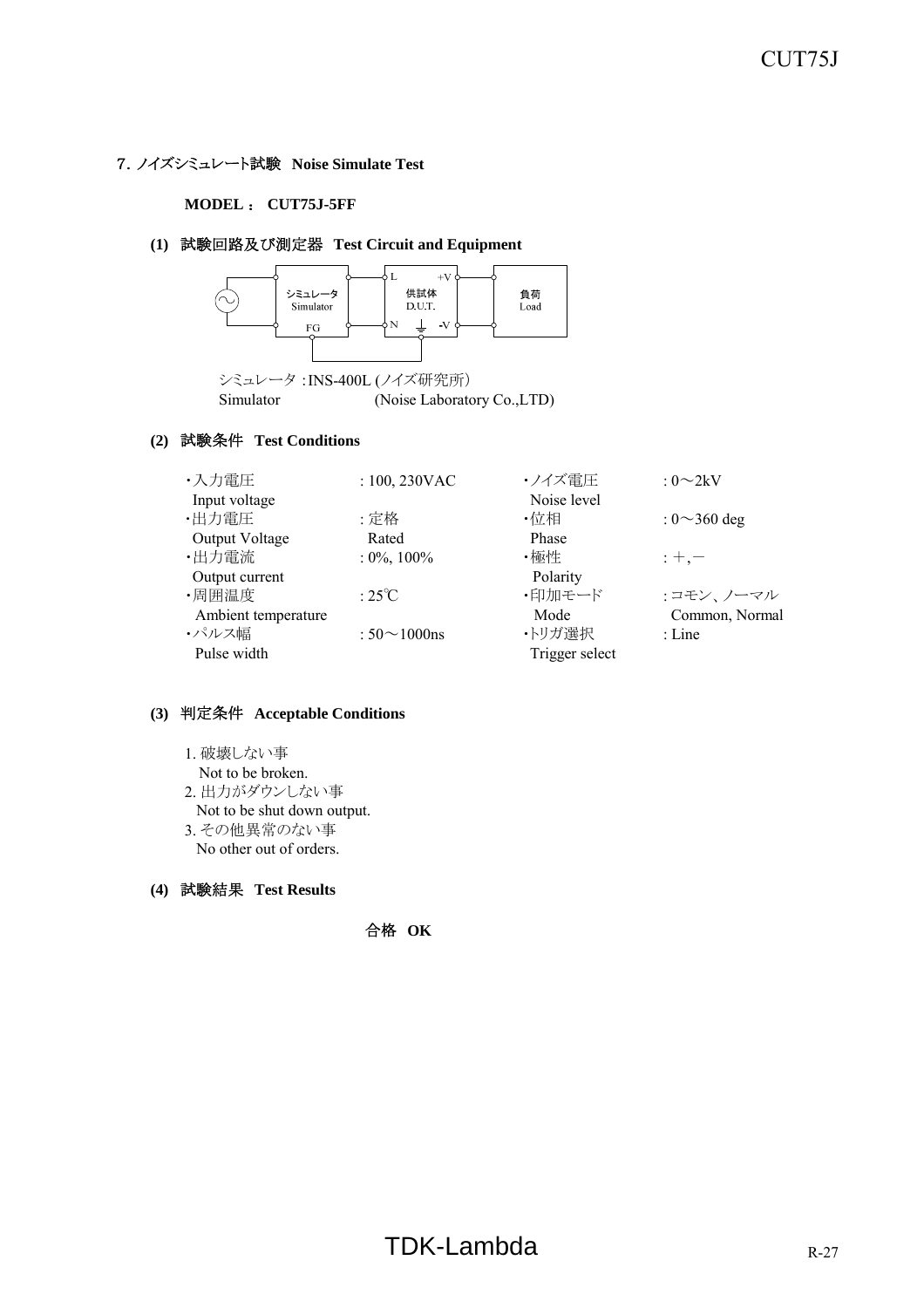## 7. ノイズシミュレート試験 **Noise Simulate Test**

**MODEL ： CUT75J-5FF**

### (1) 試験回路及び測定器 **Test Circuit and Equipment**

シミュレータ Simulator ── 供試体 D.U.T. (L, N, ⏚, +V, -V) ── 負荷 Load

シミュレータ : INS-400L (ノイズ研究所)
Simulator (Noise Laboratory Co.,LTD)

### (2) 試験条件 **Test Conditions**

| | | | |
|---|---|---|---|
| ・入力電圧 Input voltage | : 100, 230VAC | ・ノイズ電圧 Noise level | : 0～2kV |
| ・出力電圧 Output Voltage | : 定格 Rated | ・位相 Phase | : 0～360 deg |
| ・出力電流 Output current | : 0%, 100% | ・極性 Polarity | : ＋,－ |
| ・周囲温度 Ambient temperature | : 25℃ | ・印加モード Mode | : コモン、ノーマル Common, Normal |
| ・パルス幅 Pulse width | : 50～1000ns | ・トリガ選択 Trigger select | : Line |

### (3) 判定条件 **Acceptable Conditions**

1. 破壊しない事
   Not to be broken.
2. 出力がダウンしない事
   Not to be shut down output.
3. その他異常のない事
   No other out of orders.

### (4) 試験結果 **Test Results**

合格 **OK**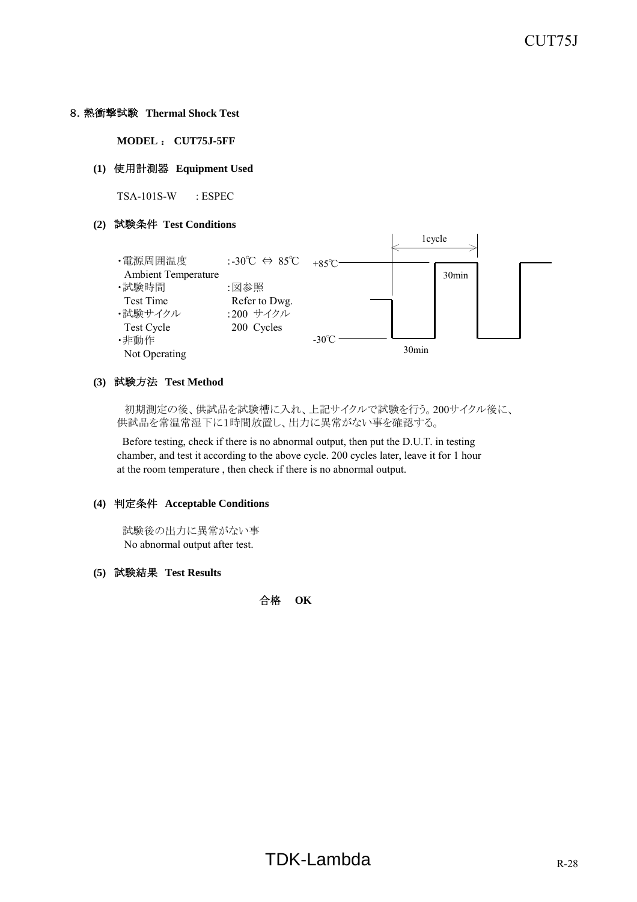## 8. 熱衝撃試験 Thermal Shock Test

**MODEL : CUT75J-5FF**

**(1) 使用計測器 Equipment Used**

TSA-101S-W : ESPEC

**(2) 試験条件 Test Conditions**

- ・電源周囲温度 Ambient Temperature : -30℃ ⇔ 85℃
- ・試験時間 Test Time : 図参照 Refer to Dwg.
- ・試験サイクル Test Cycle : 200 サイクル 200 Cycles
- ・非動作 Not Operating

1cycle
+85℃
30min
-30℃
30min

**(3) 試験方法 Test Method**

初期測定の後、供試品を試験槽に入れ、上記サイクルで試験を行う。200サイクル後に、供試品を常温常湿下に1時間放置し、出力に異常がない事を確認する。

Before testing, check if there is no abnormal output, then put the D.U.T. in testing chamber, and test it according to the above cycle. 200 cycles later, leave it for 1 hour at the room temperature , then check if there is no abnormal output.

**(4) 判定条件 Acceptable Conditions**

試験後の出力に異常がない事
No abnormal output after test.

**(5) 試験結果 Test Results**

合格 **OK**